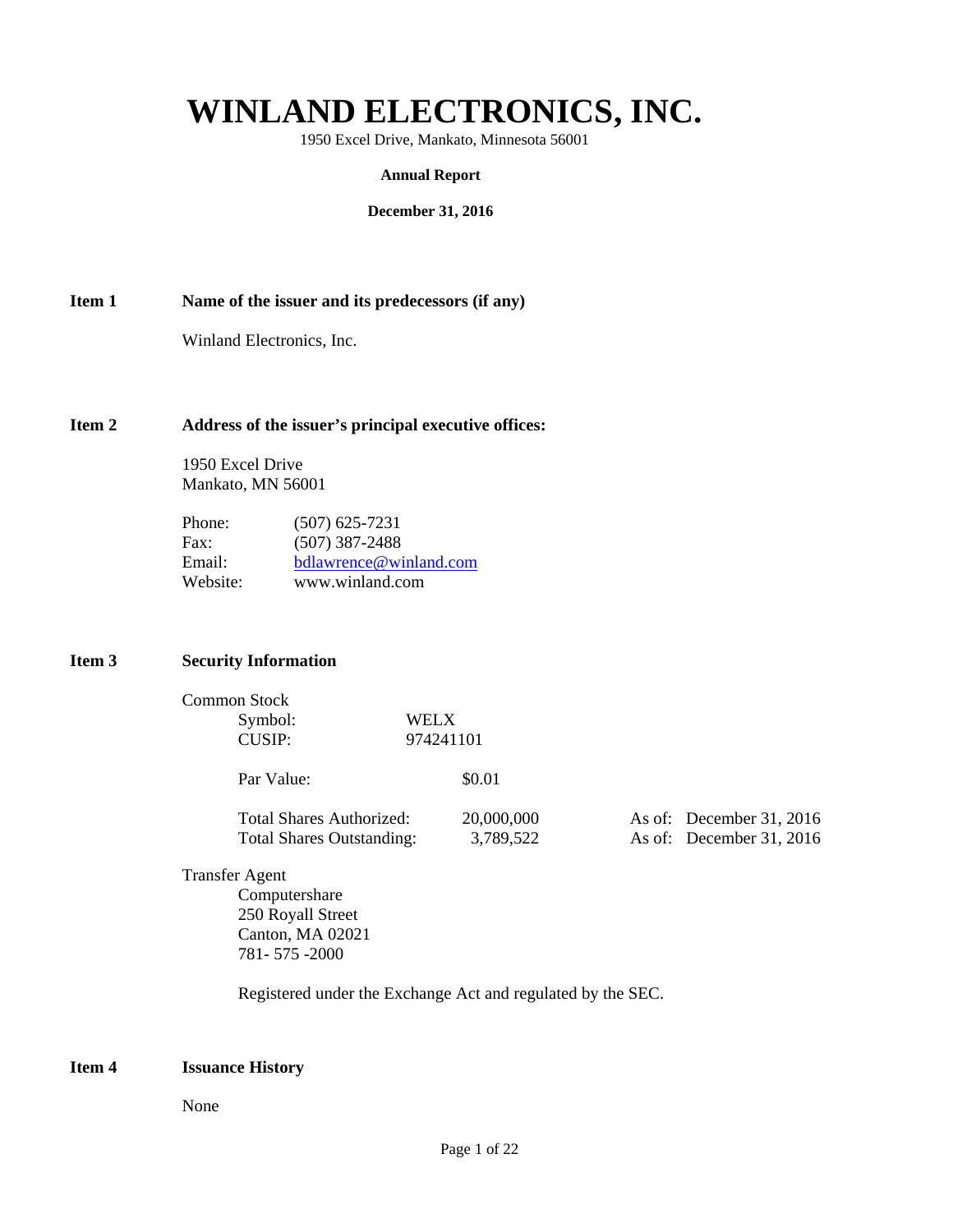# WINLAND ELECTRONICS, INC.

1950 Excel Drive, Mankato, Minnesota 56001

**Annual Report**

**December 31, 2016**

## Item 1 Name of the issuer and its predecessors (if any)

Winland Electronics, Inc.

## Item 2 Address of the issuer's principal executive offices:

1950 Excel Drive
Mankato, MN 56001

| | |
|---|---|
| Phone: | (507) 625-7231 |
| Fax: | (507) 387-2488 |
| Email: | bdlawrence@winland.com |
| Website: | www.winland.com |

## Item 3 Security Information

Common Stock

| | |
|---|---|
| Symbol: | WELX |
| CUSIP: | 974241101 |

Par Value: $0.01

| | | |
|---|---|---|
| Total Shares Authorized: | 20,000,000 | As of: December 31, 2016 |
| Total Shares Outstanding: | 3,789,522 | As of: December 31, 2016 |

Transfer Agent
Computershare
250 Royall Street
Canton, MA 02021
781- 575 -2000

Registered under the Exchange Act and regulated by the SEC.

## Item 4 Issuance History

None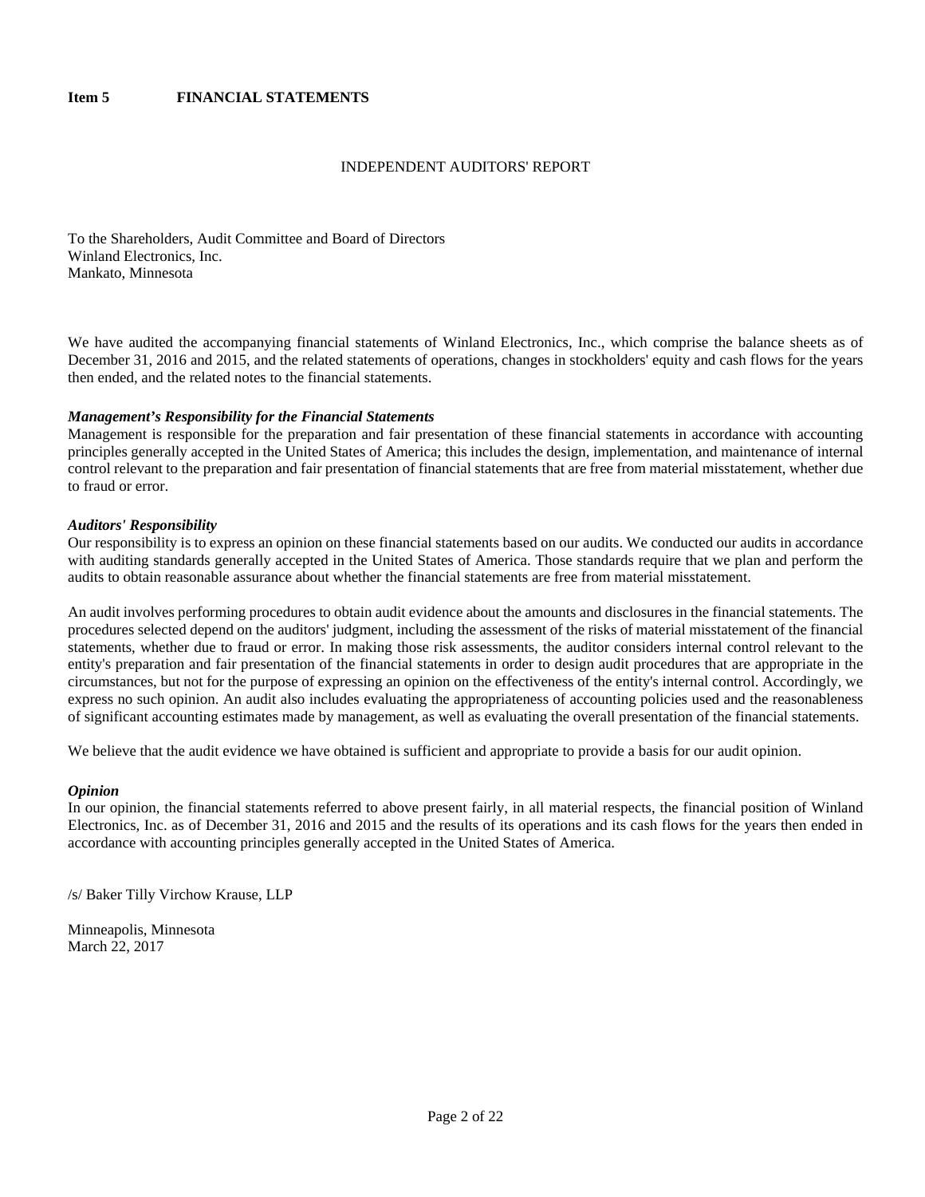**Item 5 FINANCIAL STATEMENTS**

INDEPENDENT AUDITORS' REPORT

To the Shareholders, Audit Committee and Board of Directors
Winland Electronics, Inc.
Mankato, Minnesota

We have audited the accompanying financial statements of Winland Electronics, Inc., which comprise the balance sheets as of December 31, 2016 and 2015, and the related statements of operations, changes in stockholders' equity and cash flows for the years then ended, and the related notes to the financial statements.

***Management's Responsibility for the Financial Statements***

Management is responsible for the preparation and fair presentation of these financial statements in accordance with accounting principles generally accepted in the United States of America; this includes the design, implementation, and maintenance of internal control relevant to the preparation and fair presentation of financial statements that are free from material misstatement, whether due to fraud or error.

***Auditors' Responsibility***

Our responsibility is to express an opinion on these financial statements based on our audits. We conducted our audits in accordance with auditing standards generally accepted in the United States of America. Those standards require that we plan and perform the audits to obtain reasonable assurance about whether the financial statements are free from material misstatement.

An audit involves performing procedures to obtain audit evidence about the amounts and disclosures in the financial statements. The procedures selected depend on the auditors' judgment, including the assessment of the risks of material misstatement of the financial statements, whether due to fraud or error. In making those risk assessments, the auditor considers internal control relevant to the entity's preparation and fair presentation of the financial statements in order to design audit procedures that are appropriate in the circumstances, but not for the purpose of expressing an opinion on the effectiveness of the entity's internal control. Accordingly, we express no such opinion. An audit also includes evaluating the appropriateness of accounting policies used and the reasonableness of significant accounting estimates made by management, as well as evaluating the overall presentation of the financial statements.

We believe that the audit evidence we have obtained is sufficient and appropriate to provide a basis for our audit opinion.

***Opinion***

In our opinion, the financial statements referred to above present fairly, in all material respects, the financial position of Winland Electronics, Inc. as of December 31, 2016 and 2015 and the results of its operations and its cash flows for the years then ended in accordance with accounting principles generally accepted in the United States of America.

/s/ Baker Tilly Virchow Krause, LLP

Minneapolis, Minnesota
March 22, 2017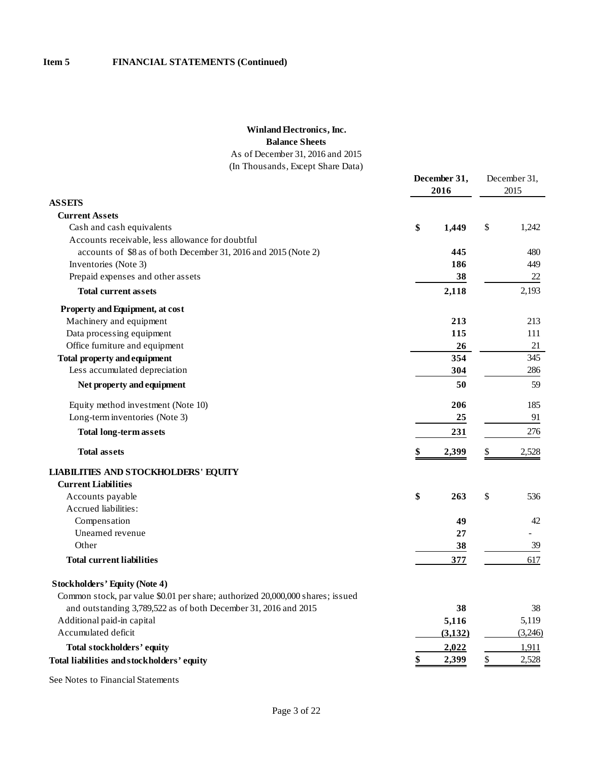**Item 5 FINANCIAL STATEMENTS (Continued)**

**Winland Electronics, Inc.**
**Balance Sheets**
As of December 31, 2016 and 2015
(In Thousands, Except Share Data)

| | December 31, 2016 | December 31, 2015 |
|---|---|---|
| **ASSETS** | | |
| **Current Assets** | | |
| Cash and cash equivalents | **$ 1,449** | $ 1,242 |
| Accounts receivable, less allowance for doubtful accounts of $8 as of both December 31, 2016 and 2015 (Note 2) | **445** | 480 |
| Inventories (Note 3) | **186** | 449 |
| Prepaid expenses and other assets | **38** | 22 |
| **Total current assets** | **2,118** | 2,193 |
| **Property and Equipment, at cost** | | |
| Machinery and equipment | **213** | 213 |
| Data processing equipment | **115** | 111 |
| Office furniture and equipment | **26** | 21 |
| **Total property and equipment** | **354** | 345 |
| Less accumulated depreciation | **304** | 286 |
| **Net property and equipment** | **50** | 59 |
| Equity method investment (Note 10) | **206** | 185 |
| Long-term inventories (Note 3) | **25** | 91 |
| **Total long-term assets** | **231** | 276 |
| **Total assets** | **$ 2,399** | $ 2,528 |
| **LIABILITIES AND STOCKHOLDERS' EQUITY** | | |
| **Current Liabilities** | | |
| Accounts payable | **$ 263** | $ 536 |
| Accrued liabilities: | | |
| Compensation | **49** | 42 |
| Unearned revenue | **27** | - |
| Other | **38** | 39 |
| **Total current liabilities** | **377** | 617 |
| **Stockholders' Equity (Note 4)** | | |
| Common stock, par value $0.01 per share; authorized 20,000,000 shares; issued and outstanding 3,789,522 as of both December 31, 2016 and 2015 | **38** | 38 |
| Additional paid-in capital | **5,116** | 5,119 |
| Accumulated deficit | **(3,132)** | (3,246) |
| **Total stockholders' equity** | **2,022** | 1,911 |
| **Total liabilities and stockholders' equity** | **$ 2,399** | $ 2,528 |

See Notes to Financial Statements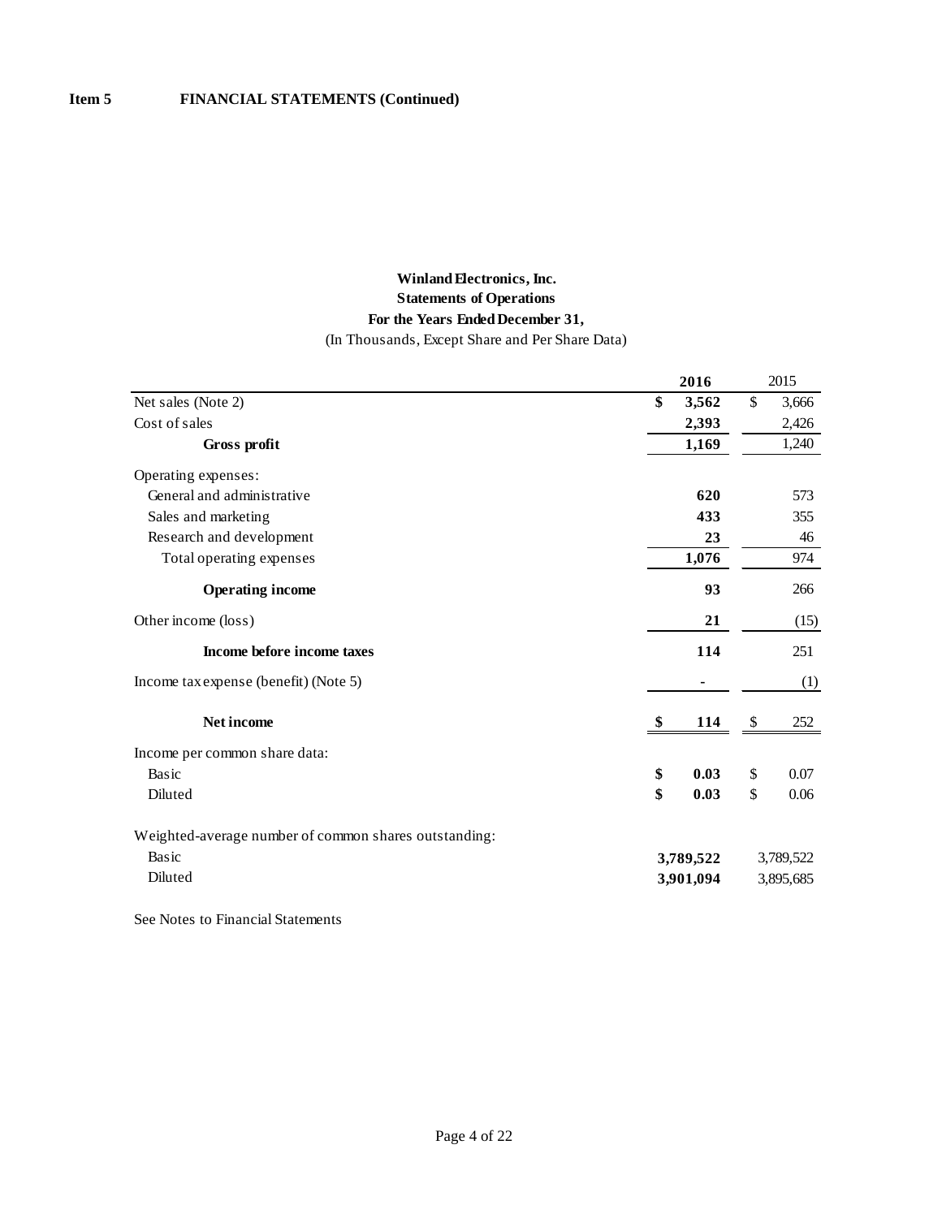**Item 5 FINANCIAL STATEMENTS (Continued)**

**Winland Electronics, Inc.**
**Statements of Operations**
**For the Years Ended December 31,**
(In Thousands, Except Share and Per Share Data)

| | **2016** | 2015 |
|---|---|---|
| Net sales (Note 2) | **$ 3,562** | $ 3,666 |
| Cost of sales | **2,393** | 2,426 |
| **Gross profit** | **1,169** | 1,240 |
| Operating expenses: | | |
| General and administrative | **620** | 573 |
| Sales and marketing | **433** | 355 |
| Research and development | **23** | 46 |
| Total operating expenses | **1,076** | 974 |
| **Operating income** | **93** | 266 |
| Other income (loss) | **21** | (15) |
| **Income before income taxes** | **114** | 251 |
| Income tax expense (benefit) (Note 5) | **-** | (1) |
| **Net income** | **$ 114** | $ 252 |
| Income per common share data: | | |
| Basic | **$ 0.03** | $ 0.07 |
| Diluted | **$ 0.03** | $ 0.06 |
| Weighted-average number of common shares outstanding: | | |
| Basic | **3,789,522** | 3,789,522 |
| Diluted | **3,901,094** | 3,895,685 |

See Notes to Financial Statements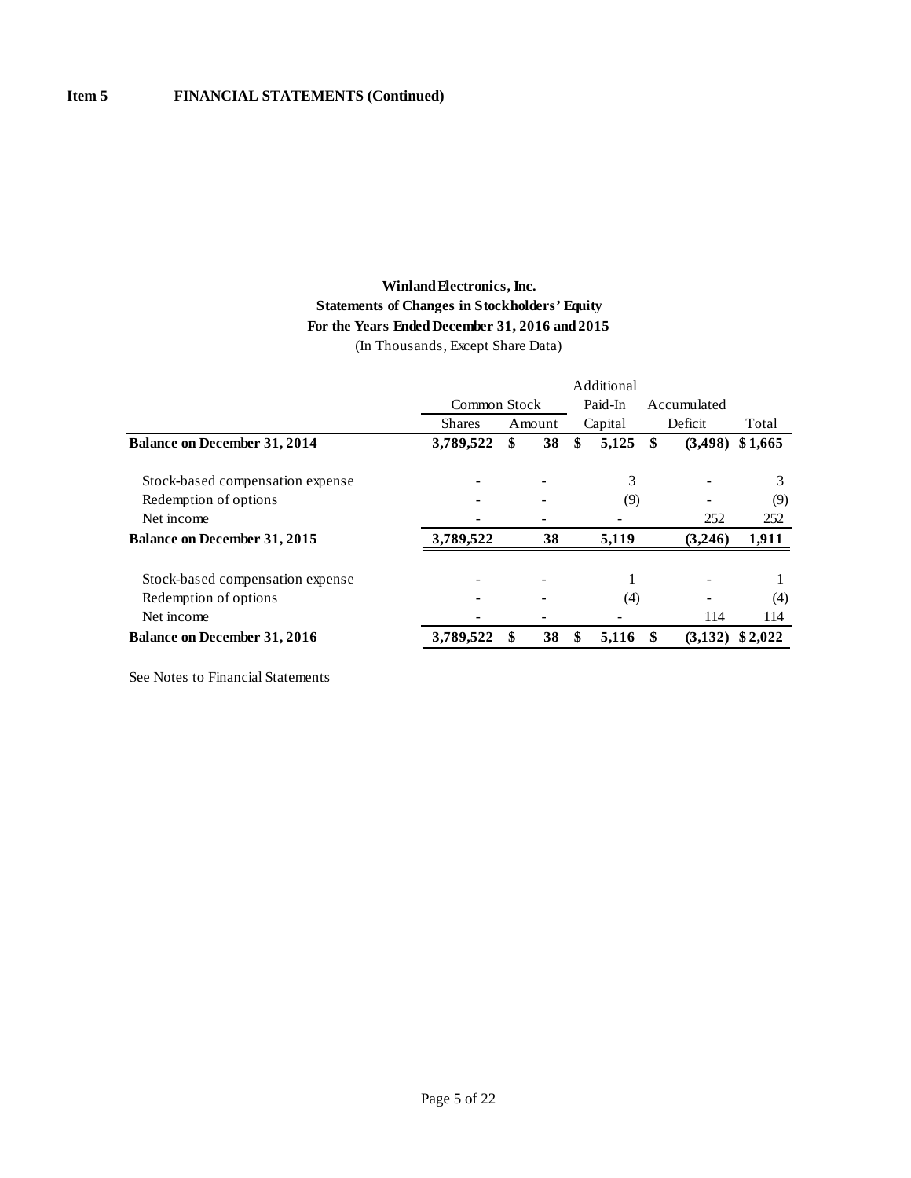**Item 5 FINANCIAL STATEMENTS (Continued)**

**Winland Electronics, Inc.**
**Statements of Changes in Stockholders' Equity**
**For the Years Ended December 31, 2016 and 2015**
(In Thousands, Except Share Data)

| | Common Stock | | Additional Paid-In | Accumulated | |
|---|---|---|---|---|---|
| | Shares | Amount | Capital | Deficit | Total |
| **Balance on December 31, 2014** | **3,789,522** | **$ 38** | **$ 5,125** | **$ (3,498)** | **$ 1,665** |
| Stock-based compensation expense | - | - | 3 | - | 3 |
| Redemption of options | - | - | (9) | - | (9) |
| Net income | - | - | - | 252 | 252 |
| **Balance on December 31, 2015** | **3,789,522** | **38** | **5,119** | **(3,246)** | **1,911** |
| Stock-based compensation expense | - | - | 1 | - | 1 |
| Redemption of options | - | - | (4) | - | (4) |
| Net income | - | - | - | 114 | 114 |
| **Balance on December 31, 2016** | **3,789,522** | **$ 38** | **$ 5,116** | **$ (3,132)** | **$ 2,022** |

See Notes to Financial Statements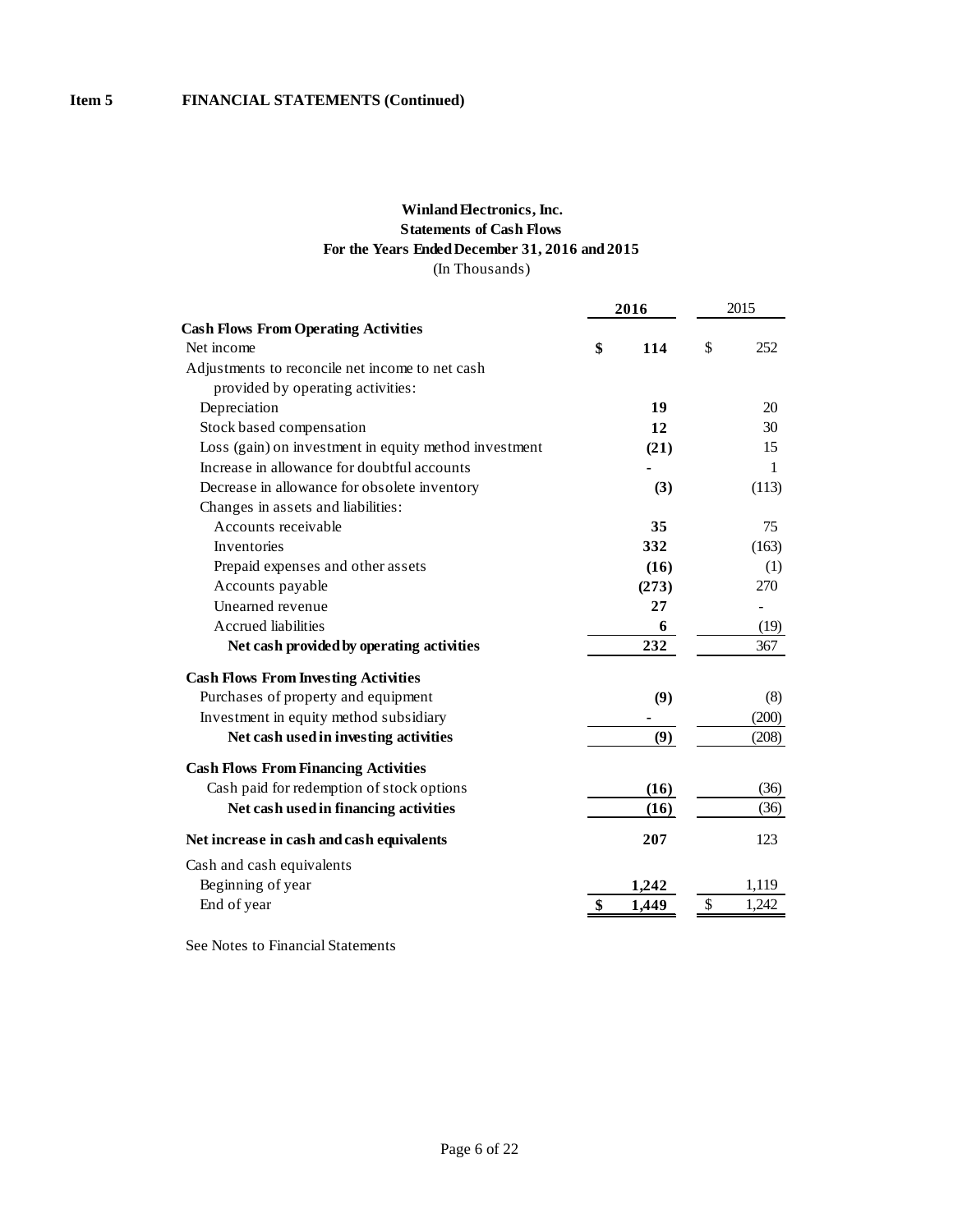**Item 5 FINANCIAL STATEMENTS (Continued)**

**Winland Electronics, Inc.**
**Statements of Cash Flows**
**For the Years Ended December 31, 2016 and 2015**
(In Thousands)

| | 2016 | 2015 |
|---|---|---|
| **Cash Flows From Operating Activities** | | |
| Net income | $ 114 | $ 252 |
| Adjustments to reconcile net income to net cash provided by operating activities: | | |
| Depreciation | 19 | 20 |
| Stock based compensation | 12 | 30 |
| Loss (gain) on investment in equity method investment | (21) | 15 |
| Increase in allowance for doubtful accounts | - | 1 |
| Decrease in allowance for obsolete inventory | (3) | (113) |
| Changes in assets and liabilities: | | |
| Accounts receivable | 35 | 75 |
| Inventories | 332 | (163) |
| Prepaid expenses and other assets | (16) | (1) |
| Accounts payable | (273) | 270 |
| Unearned revenue | 27 | - |
| Accrued liabilities | 6 | (19) |
| **Net cash provided by operating activities** | 232 | 367 |
| **Cash Flows From Investing Activities** | | |
| Purchases of property and equipment | (9) | (8) |
| Investment in equity method subsidiary | - | (200) |
| **Net cash used in investing activities** | (9) | (208) |
| **Cash Flows From Financing Activities** | | |
| Cash paid for redemption of stock options | (16) | (36) |
| **Net cash used in financing activities** | (16) | (36) |
| **Net increase in cash and cash equivalents** | 207 | 123 |
| Cash and cash equivalents | | |
| Beginning of year | 1,242 | 1,119 |
| End of year | $ 1,449 | $ 1,242 |

See Notes to Financial Statements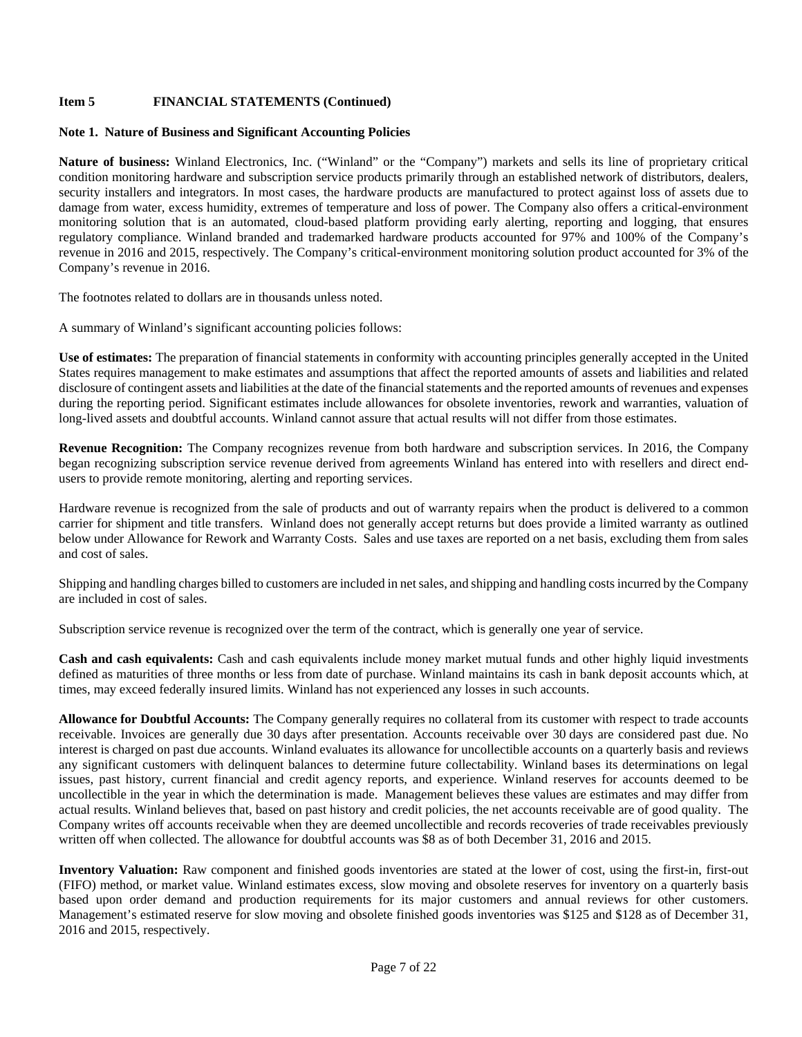**Item 5 FINANCIAL STATEMENTS (Continued)**

**Note 1. Nature of Business and Significant Accounting Policies**

**Nature of business:** Winland Electronics, Inc. ("Winland" or the "Company") markets and sells its line of proprietary critical condition monitoring hardware and subscription service products primarily through an established network of distributors, dealers, security installers and integrators. In most cases, the hardware products are manufactured to protect against loss of assets due to damage from water, excess humidity, extremes of temperature and loss of power. The Company also offers a critical-environment monitoring solution that is an automated, cloud-based platform providing early alerting, reporting and logging, that ensures regulatory compliance. Winland branded and trademarked hardware products accounted for 97% and 100% of the Company's revenue in 2016 and 2015, respectively. The Company's critical-environment monitoring solution product accounted for 3% of the Company's revenue in 2016.

The footnotes related to dollars are in thousands unless noted.

A summary of Winland's significant accounting policies follows:

**Use of estimates:** The preparation of financial statements in conformity with accounting principles generally accepted in the United States requires management to make estimates and assumptions that affect the reported amounts of assets and liabilities and related disclosure of contingent assets and liabilities at the date of the financial statements and the reported amounts of revenues and expenses during the reporting period. Significant estimates include allowances for obsolete inventories, rework and warranties, valuation of long-lived assets and doubtful accounts. Winland cannot assure that actual results will not differ from those estimates.

**Revenue Recognition:** The Company recognizes revenue from both hardware and subscription services. In 2016, the Company began recognizing subscription service revenue derived from agreements Winland has entered into with resellers and direct end-users to provide remote monitoring, alerting and reporting services.

Hardware revenue is recognized from the sale of products and out of warranty repairs when the product is delivered to a common carrier for shipment and title transfers. Winland does not generally accept returns but does provide a limited warranty as outlined below under Allowance for Rework and Warranty Costs. Sales and use taxes are reported on a net basis, excluding them from sales and cost of sales.

Shipping and handling charges billed to customers are included in net sales, and shipping and handling costs incurred by the Company are included in cost of sales.

Subscription service revenue is recognized over the term of the contract, which is generally one year of service.

**Cash and cash equivalents:** Cash and cash equivalents include money market mutual funds and other highly liquid investments defined as maturities of three months or less from date of purchase. Winland maintains its cash in bank deposit accounts which, at times, may exceed federally insured limits. Winland has not experienced any losses in such accounts.

**Allowance for Doubtful Accounts:** The Company generally requires no collateral from its customer with respect to trade accounts receivable. Invoices are generally due 30 days after presentation. Accounts receivable over 30 days are considered past due. No interest is charged on past due accounts. Winland evaluates its allowance for uncollectible accounts on a quarterly basis and reviews any significant customers with delinquent balances to determine future collectability. Winland bases its determinations on legal issues, past history, current financial and credit agency reports, and experience. Winland reserves for accounts deemed to be uncollectible in the year in which the determination is made. Management believes these values are estimates and may differ from actual results. Winland believes that, based on past history and credit policies, the net accounts receivable are of good quality. The Company writes off accounts receivable when they are deemed uncollectible and records recoveries of trade receivables previously written off when collected. The allowance for doubtful accounts was $8 as of both December 31, 2016 and 2015.

**Inventory Valuation:** Raw component and finished goods inventories are stated at the lower of cost, using the first-in, first-out (FIFO) method, or market value. Winland estimates excess, slow moving and obsolete reserves for inventory on a quarterly basis based upon order demand and production requirements for its major customers and annual reviews for other customers. Management's estimated reserve for slow moving and obsolete finished goods inventories was $125 and $128 as of December 31, 2016 and 2015, respectively.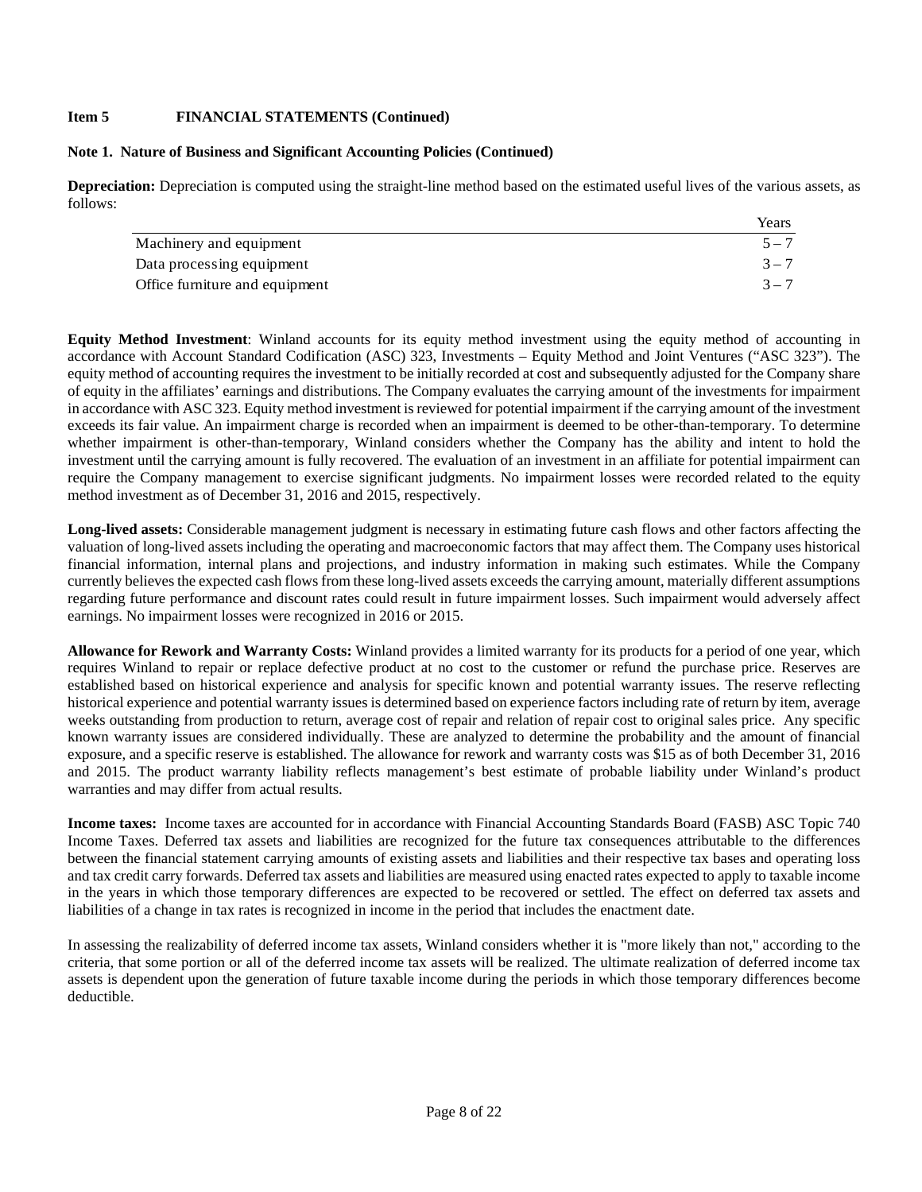**Item 5 FINANCIAL STATEMENTS (Continued)**

**Note 1. Nature of Business and Significant Accounting Policies (Continued)**

**Depreciation:** Depreciation is computed using the straight-line method based on the estimated useful lives of the various assets, as follows:

| | Years |
|---|---|
| Machinery and equipment | 5 – 7 |
| Data processing equipment | 3 – 7 |
| Office furniture and equipment | 3 – 7 |

**Equity Method Investment**: Winland accounts for its equity method investment using the equity method of accounting in accordance with Account Standard Codification (ASC) 323, Investments – Equity Method and Joint Ventures ("ASC 323"). The equity method of accounting requires the investment to be initially recorded at cost and subsequently adjusted for the Company share of equity in the affiliates' earnings and distributions. The Company evaluates the carrying amount of the investments for impairment in accordance with ASC 323. Equity method investment is reviewed for potential impairment if the carrying amount of the investment exceeds its fair value. An impairment charge is recorded when an impairment is deemed to be other-than-temporary. To determine whether impairment is other-than-temporary, Winland considers whether the Company has the ability and intent to hold the investment until the carrying amount is fully recovered. The evaluation of an investment in an affiliate for potential impairment can require the Company management to exercise significant judgments. No impairment losses were recorded related to the equity method investment as of December 31, 2016 and 2015, respectively.

**Long-lived assets:** Considerable management judgment is necessary in estimating future cash flows and other factors affecting the valuation of long-lived assets including the operating and macroeconomic factors that may affect them. The Company uses historical financial information, internal plans and projections, and industry information in making such estimates. While the Company currently believes the expected cash flows from these long-lived assets exceeds the carrying amount, materially different assumptions regarding future performance and discount rates could result in future impairment losses. Such impairment would adversely affect earnings. No impairment losses were recognized in 2016 or 2015.

**Allowance for Rework and Warranty Costs:** Winland provides a limited warranty for its products for a period of one year, which requires Winland to repair or replace defective product at no cost to the customer or refund the purchase price. Reserves are established based on historical experience and analysis for specific known and potential warranty issues. The reserve reflecting historical experience and potential warranty issues is determined based on experience factors including rate of return by item, average weeks outstanding from production to return, average cost of repair and relation of repair cost to original sales price. Any specific known warranty issues are considered individually. These are analyzed to determine the probability and the amount of financial exposure, and a specific reserve is established. The allowance for rework and warranty costs was $15 as of both December 31, 2016 and 2015. The product warranty liability reflects management's best estimate of probable liability under Winland's product warranties and may differ from actual results.

**Income taxes:** Income taxes are accounted for in accordance with Financial Accounting Standards Board (FASB) ASC Topic 740 Income Taxes. Deferred tax assets and liabilities are recognized for the future tax consequences attributable to the differences between the financial statement carrying amounts of existing assets and liabilities and their respective tax bases and operating loss and tax credit carry forwards. Deferred tax assets and liabilities are measured using enacted rates expected to apply to taxable income in the years in which those temporary differences are expected to be recovered or settled. The effect on deferred tax assets and liabilities of a change in tax rates is recognized in income in the period that includes the enactment date.

In assessing the realizability of deferred income tax assets, Winland considers whether it is "more likely than not," according to the criteria, that some portion or all of the deferred income tax assets will be realized. The ultimate realization of deferred income tax assets is dependent upon the generation of future taxable income during the periods in which those temporary differences become deductible.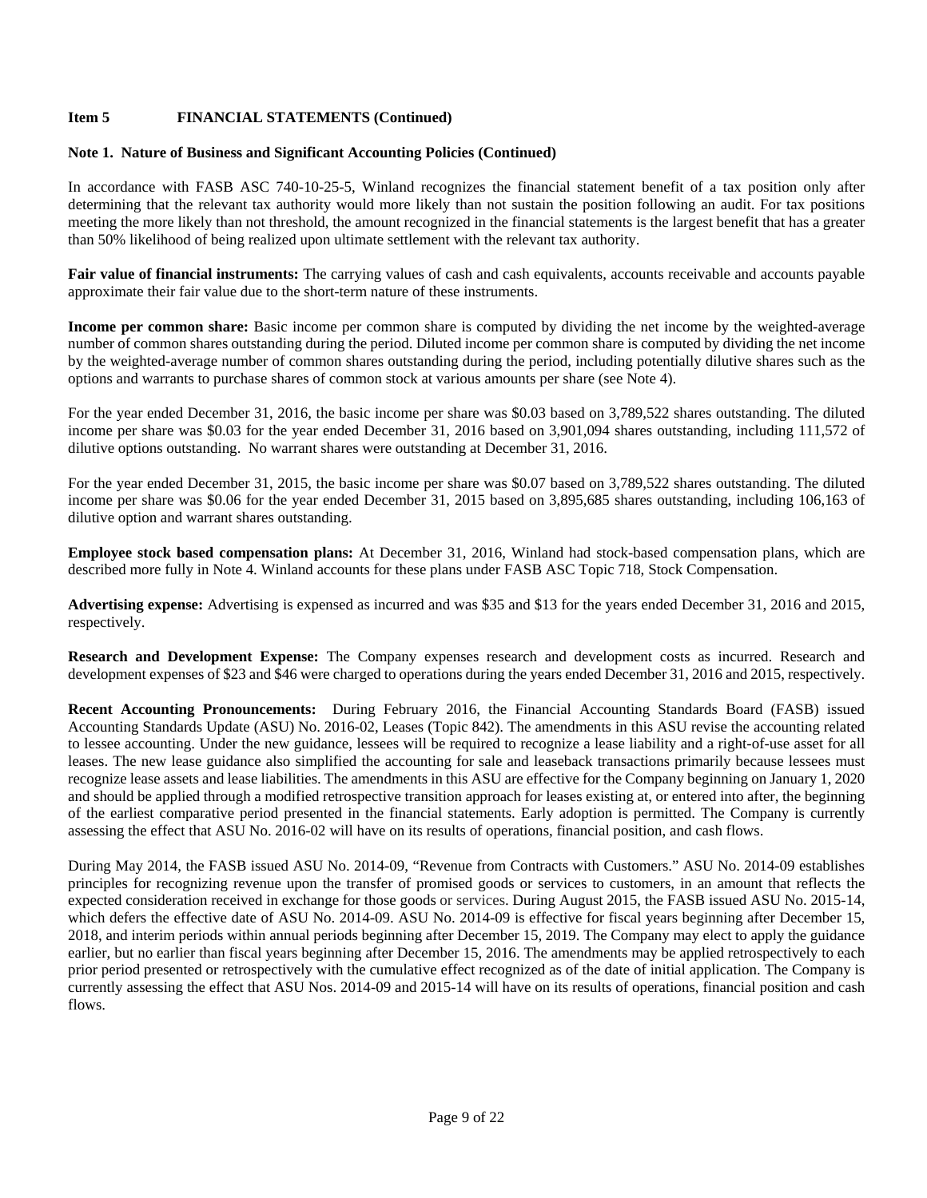**Item 5 FINANCIAL STATEMENTS (Continued)**

**Note 1. Nature of Business and Significant Accounting Policies (Continued)**

In accordance with FASB ASC 740-10-25-5, Winland recognizes the financial statement benefit of a tax position only after determining that the relevant tax authority would more likely than not sustain the position following an audit. For tax positions meeting the more likely than not threshold, the amount recognized in the financial statements is the largest benefit that has a greater than 50% likelihood of being realized upon ultimate settlement with the relevant tax authority.

**Fair value of financial instruments:** The carrying values of cash and cash equivalents, accounts receivable and accounts payable approximate their fair value due to the short-term nature of these instruments.

**Income per common share:** Basic income per common share is computed by dividing the net income by the weighted-average number of common shares outstanding during the period. Diluted income per common share is computed by dividing the net income by the weighted-average number of common shares outstanding during the period, including potentially dilutive shares such as the options and warrants to purchase shares of common stock at various amounts per share (see Note 4).

For the year ended December 31, 2016, the basic income per share was $0.03 based on 3,789,522 shares outstanding. The diluted income per share was $0.03 for the year ended December 31, 2016 based on 3,901,094 shares outstanding, including 111,572 of dilutive options outstanding. No warrant shares were outstanding at December 31, 2016.

For the year ended December 31, 2015, the basic income per share was $0.07 based on 3,789,522 shares outstanding. The diluted income per share was $0.06 for the year ended December 31, 2015 based on 3,895,685 shares outstanding, including 106,163 of dilutive option and warrant shares outstanding.

**Employee stock based compensation plans:** At December 31, 2016, Winland had stock-based compensation plans, which are described more fully in Note 4. Winland accounts for these plans under FASB ASC Topic 718, Stock Compensation.

**Advertising expense:** Advertising is expensed as incurred and was $35 and $13 for the years ended December 31, 2016 and 2015, respectively.

**Research and Development Expense:** The Company expenses research and development costs as incurred. Research and development expenses of $23 and $46 were charged to operations during the years ended December 31, 2016 and 2015, respectively.

**Recent Accounting Pronouncements:** During February 2016, the Financial Accounting Standards Board (FASB) issued Accounting Standards Update (ASU) No. 2016-02, Leases (Topic 842). The amendments in this ASU revise the accounting related to lessee accounting. Under the new guidance, lessees will be required to recognize a lease liability and a right-of-use asset for all leases. The new lease guidance also simplified the accounting for sale and leaseback transactions primarily because lessees must recognize lease assets and lease liabilities. The amendments in this ASU are effective for the Company beginning on January 1, 2020 and should be applied through a modified retrospective transition approach for leases existing at, or entered into after, the beginning of the earliest comparative period presented in the financial statements. Early adoption is permitted. The Company is currently assessing the effect that ASU No. 2016-02 will have on its results of operations, financial position, and cash flows.

During May 2014, the FASB issued ASU No. 2014-09, "Revenue from Contracts with Customers." ASU No. 2014-09 establishes principles for recognizing revenue upon the transfer of promised goods or services to customers, in an amount that reflects the expected consideration received in exchange for those goods or services. During August 2015, the FASB issued ASU No. 2015-14, which defers the effective date of ASU No. 2014-09. ASU No. 2014-09 is effective for fiscal years beginning after December 15, 2018, and interim periods within annual periods beginning after December 15, 2019. The Company may elect to apply the guidance earlier, but no earlier than fiscal years beginning after December 15, 2016. The amendments may be applied retrospectively to each prior period presented or retrospectively with the cumulative effect recognized as of the date of initial application. The Company is currently assessing the effect that ASU Nos. 2014-09 and 2015-14 will have on its results of operations, financial position and cash flows.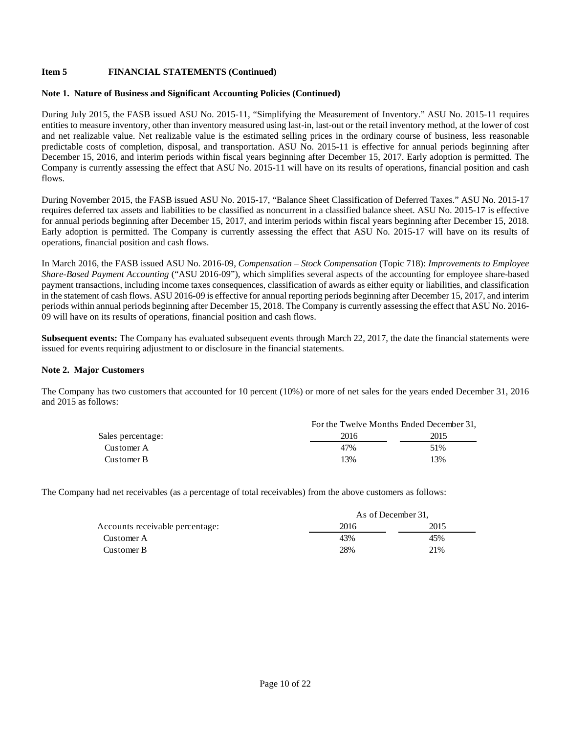**Item 5 FINANCIAL STATEMENTS (Continued)**

**Note 1. Nature of Business and Significant Accounting Policies (Continued)**

During July 2015, the FASB issued ASU No. 2015-11, "Simplifying the Measurement of Inventory." ASU No. 2015-11 requires entities to measure inventory, other than inventory measured using last-in, last-out or the retail inventory method, at the lower of cost and net realizable value. Net realizable value is the estimated selling prices in the ordinary course of business, less reasonable predictable costs of completion, disposal, and transportation. ASU No. 2015-11 is effective for annual periods beginning after December 15, 2016, and interim periods within fiscal years beginning after December 15, 2017. Early adoption is permitted. The Company is currently assessing the effect that ASU No. 2015-11 will have on its results of operations, financial position and cash flows.

During November 2015, the FASB issued ASU No. 2015-17, "Balance Sheet Classification of Deferred Taxes." ASU No. 2015-17 requires deferred tax assets and liabilities to be classified as noncurrent in a classified balance sheet. ASU No. 2015-17 is effective for annual periods beginning after December 15, 2017, and interim periods within fiscal years beginning after December 15, 2018. Early adoption is permitted. The Company is currently assessing the effect that ASU No. 2015-17 will have on its results of operations, financial position and cash flows.

In March 2016, the FASB issued ASU No. 2016-09, *Compensation – Stock Compensation* (Topic 718): *Improvements to Employee Share-Based Payment Accounting* ("ASU 2016-09"), which simplifies several aspects of the accounting for employee share-based payment transactions, including income taxes consequences, classification of awards as either equity or liabilities, and classification in the statement of cash flows. ASU 2016-09 is effective for annual reporting periods beginning after December 15, 2017, and interim periods within annual periods beginning after December 15, 2018. The Company is currently assessing the effect that ASU No. 2016-09 will have on its results of operations, financial position and cash flows.

**Subsequent events:** The Company has evaluated subsequent events through March 22, 2017, the date the financial statements were issued for events requiring adjustment to or disclosure in the financial statements.

**Note 2. Major Customers**

The Company has two customers that accounted for 10 percent (10%) or more of net sales for the years ended December 31, 2016 and 2015 as follows:

| | For the Twelve Months Ended December 31, | |
|---|---|---|
| Sales percentage: | 2016 | 2015 |
| Customer A | 47% | 51% |
| Customer B | 13% | 13% |

The Company had net receivables (as a percentage of total receivables) from the above customers as follows:

| | As of December 31, | |
|---|---|---|
| Accounts receivable percentage: | 2016 | 2015 |
| Customer A | 43% | 45% |
| Customer B | 28% | 21% |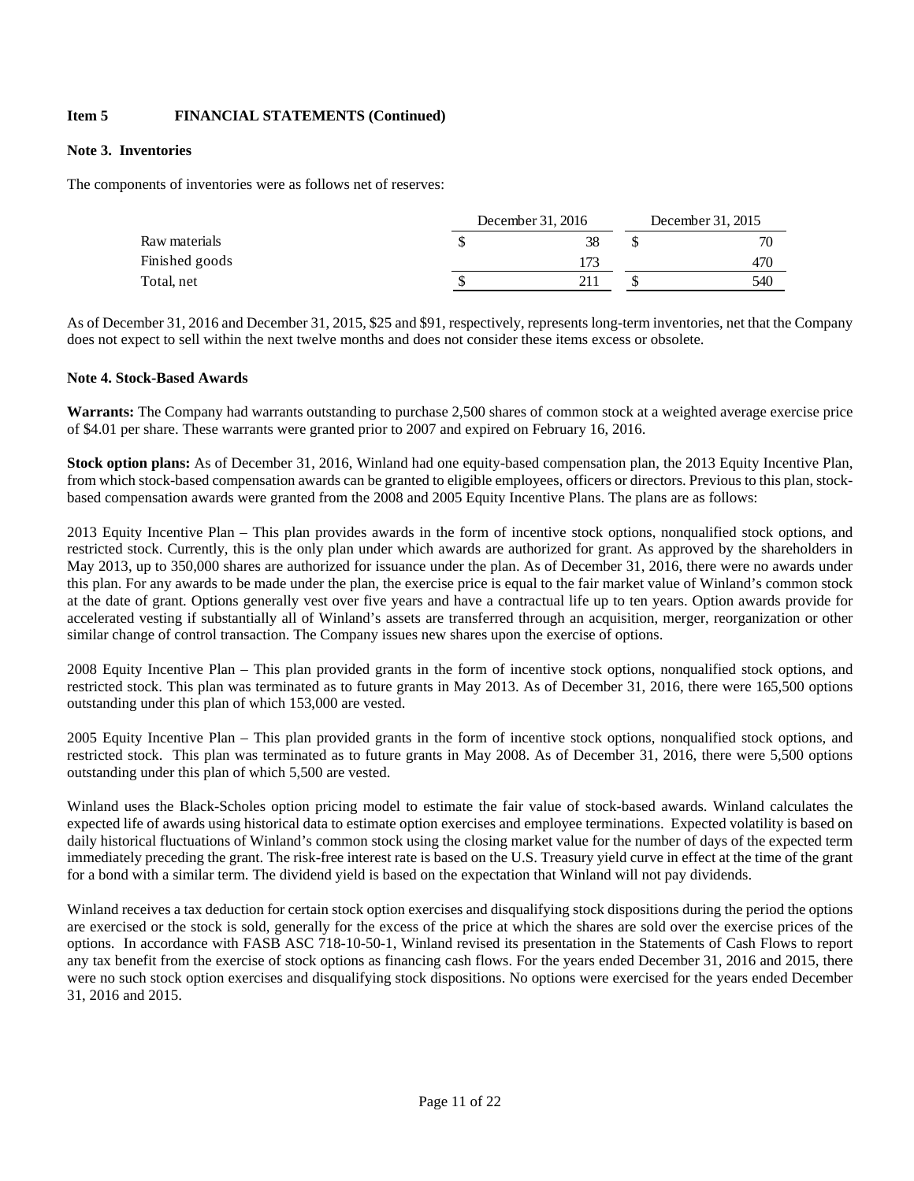**Item 5 FINANCIAL STATEMENTS (Continued)**

**Note 3. Inventories**

The components of inventories were as follows net of reserves:

| | December 31, 2016 | December 31, 2015 |
|---|---|---|
| Raw materials | $ 38 | $ 70 |
| Finished goods | 173 | 470 |
| Total, net | $ 211 | $ 540 |

As of December 31, 2016 and December 31, 2015, $25 and $91, respectively, represents long-term inventories, net that the Company does not expect to sell within the next twelve months and does not consider these items excess or obsolete.

**Note 4. Stock-Based Awards**

**Warrants:** The Company had warrants outstanding to purchase 2,500 shares of common stock at a weighted average exercise price of $4.01 per share. These warrants were granted prior to 2007 and expired on February 16, 2016.

**Stock option plans:** As of December 31, 2016, Winland had one equity-based compensation plan, the 2013 Equity Incentive Plan, from which stock-based compensation awards can be granted to eligible employees, officers or directors. Previous to this plan, stock-based compensation awards were granted from the 2008 and 2005 Equity Incentive Plans. The plans are as follows:

2013 Equity Incentive Plan – This plan provides awards in the form of incentive stock options, nonqualified stock options, and restricted stock. Currently, this is the only plan under which awards are authorized for grant. As approved by the shareholders in May 2013, up to 350,000 shares are authorized for issuance under the plan. As of December 31, 2016, there were no awards under this plan. For any awards to be made under the plan, the exercise price is equal to the fair market value of Winland's common stock at the date of grant. Options generally vest over five years and have a contractual life up to ten years. Option awards provide for accelerated vesting if substantially all of Winland's assets are transferred through an acquisition, merger, reorganization or other similar change of control transaction. The Company issues new shares upon the exercise of options.

2008 Equity Incentive Plan – This plan provided grants in the form of incentive stock options, nonqualified stock options, and restricted stock. This plan was terminated as to future grants in May 2013. As of December 31, 2016, there were 165,500 options outstanding under this plan of which 153,000 are vested.

2005 Equity Incentive Plan – This plan provided grants in the form of incentive stock options, nonqualified stock options, and restricted stock. This plan was terminated as to future grants in May 2008. As of December 31, 2016, there were 5,500 options outstanding under this plan of which 5,500 are vested.

Winland uses the Black-Scholes option pricing model to estimate the fair value of stock-based awards. Winland calculates the expected life of awards using historical data to estimate option exercises and employee terminations. Expected volatility is based on daily historical fluctuations of Winland's common stock using the closing market value for the number of days of the expected term immediately preceding the grant. The risk-free interest rate is based on the U.S. Treasury yield curve in effect at the time of the grant for a bond with a similar term. The dividend yield is based on the expectation that Winland will not pay dividends.

Winland receives a tax deduction for certain stock option exercises and disqualifying stock dispositions during the period the options are exercised or the stock is sold, generally for the excess of the price at which the shares are sold over the exercise prices of the options. In accordance with FASB ASC 718-10-50-1, Winland revised its presentation in the Statements of Cash Flows to report any tax benefit from the exercise of stock options as financing cash flows. For the years ended December 31, 2016 and 2015, there were no such stock option exercises and disqualifying stock dispositions. No options were exercised for the years ended December 31, 2016 and 2015.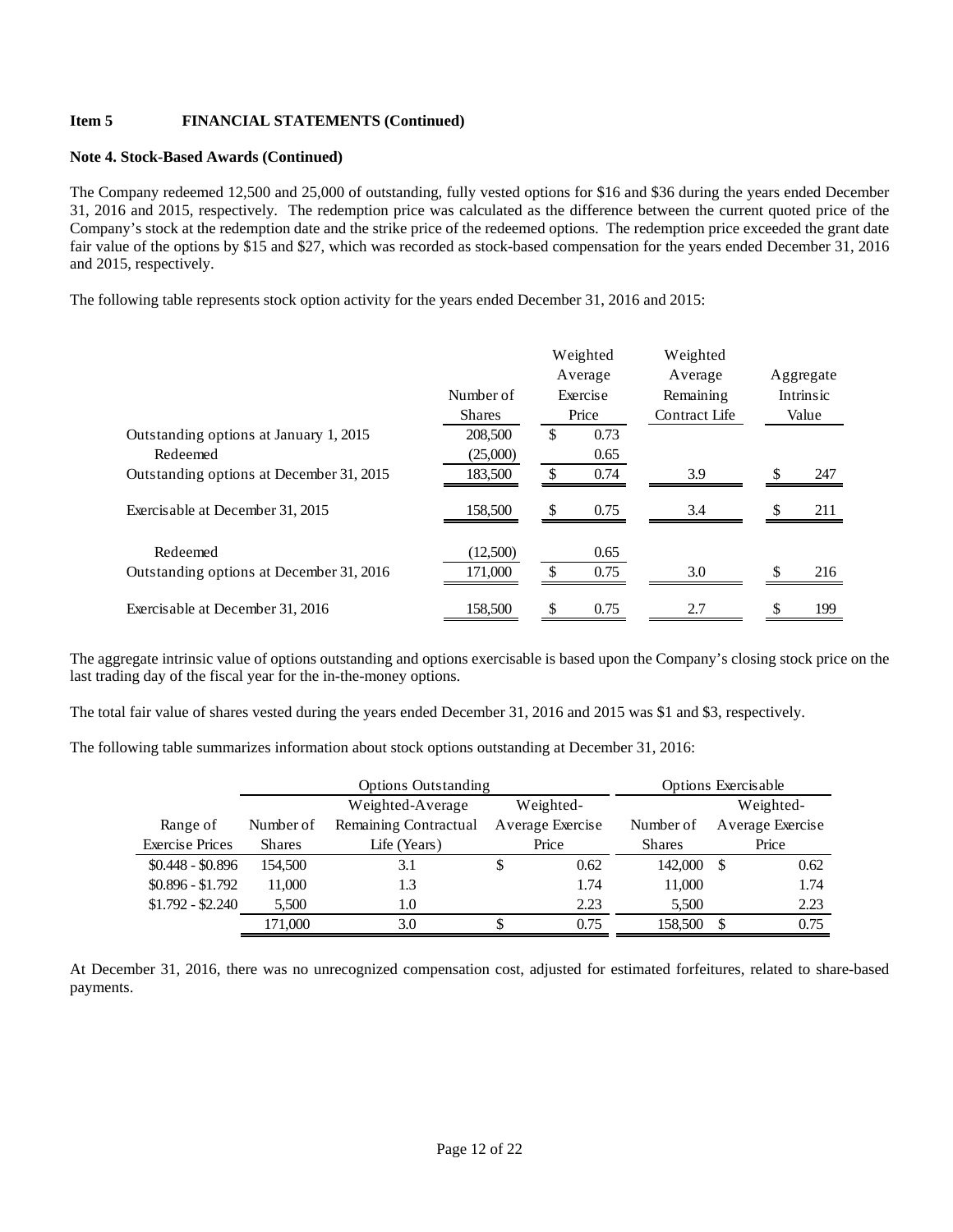**Item 5 FINANCIAL STATEMENTS (Continued)**

**Note 4. Stock-Based Awards (Continued)**

The Company redeemed 12,500 and 25,000 of outstanding, fully vested options for $16 and $36 during the years ended December 31, 2016 and 2015, respectively. The redemption price was calculated as the difference between the current quoted price of the Company's stock at the redemption date and the strike price of the redeemed options. The redemption price exceeded the grant date fair value of the options by $15 and $27, which was recorded as stock-based compensation for the years ended December 31, 2016 and 2015, respectively.

The following table represents stock option activity for the years ended December 31, 2016 and 2015:

| | Number of Shares | Weighted Average Exercise Price | Weighted Average Remaining Contract Life | Aggregate Intrinsic Value |
|---|---|---|---|---|
| Outstanding options at January 1, 2015 | 208,500 | $ 0.73 | | |
| Redeemed | (25,000) | 0.65 | | |
| Outstanding options at December 31, 2015 | 183,500 | $ 0.74 | 3.9 | $ 247 |
| Exercisable at December 31, 2015 | 158,500 | $ 0.75 | 3.4 | $ 211 |
| Redeemed | (12,500) | 0.65 | | |
| Outstanding options at December 31, 2016 | 171,000 | $ 0.75 | 3.0 | $ 216 |
| Exercisable at December 31, 2016 | 158,500 | $ 0.75 | 2.7 | $ 199 |

The aggregate intrinsic value of options outstanding and options exercisable is based upon the Company's closing stock price on the last trading day of the fiscal year for the in-the-money options.

The total fair value of shares vested during the years ended December 31, 2016 and 2015 was $1 and $3, respectively.

The following table summarizes information about stock options outstanding at December 31, 2016:

| | Options Outstanding | | | Options Exercisable | |
|---|---|---|---|---|---|
| Range of Exercise Prices | Number of Shares | Weighted-Average Remaining Contractual Life (Years) | Weighted-Average Exercise Price | Number of Shares | Weighted-Average Exercise Price |
| $0.448 - $0.896 | 154,500 | 3.1 | $ 0.62 | 142,000 | $ 0.62 |
| $0.896 - $1.792 | 11,000 | 1.3 | 1.74 | 11,000 | 1.74 |
| $1.792 - $2.240 | 5,500 | 1.0 | 2.23 | 5,500 | 2.23 |
| | 171,000 | 3.0 | $ 0.75 | 158,500 | $ 0.75 |

At December 31, 2016, there was no unrecognized compensation cost, adjusted for estimated forfeitures, related to share-based payments.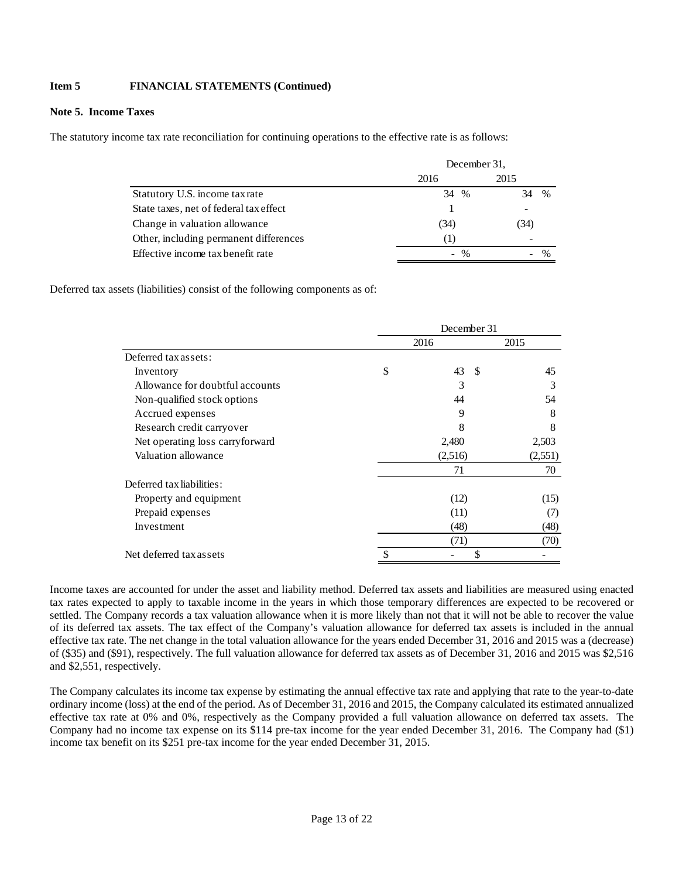**Item 5 FINANCIAL STATEMENTS (Continued)**

**Note 5. Income Taxes**

The statutory income tax rate reconciliation for continuing operations to the effective rate is as follows:

| | December 31, | |
|---|---|---|
| | 2016 | 2015 |
| Statutory U.S. income tax rate | 34 % | 34 % |
| State taxes, net of federal tax effect | 1 | - |
| Change in valuation allowance | (34) | (34) |
| Other, including permanent differences | (1) | - |
| Effective income tax benefit rate | - % | - % |

Deferred tax assets (liabilities) consist of the following components as of:

| | December 31 | |
|---|---|---|
| | 2016 | 2015 |
| Deferred tax assets: | | |
| Inventory | $ 43 | $ 45 |
| Allowance for doubtful accounts | 3 | 3 |
| Non-qualified stock options | 44 | 54 |
| Accrued expenses | 9 | 8 |
| Research credit carryover | 8 | 8 |
| Net operating loss carryforward | 2,480 | 2,503 |
| Valuation allowance | (2,516) | (2,551) |
| | 71 | 70 |
| Deferred tax liabilities: | | |
| Property and equipment | (12) | (15) |
| Prepaid expenses | (11) | (7) |
| Investment | (48) | (48) |
| | (71) | (70) |
| Net deferred tax assets | $ - | $ - |

Income taxes are accounted for under the asset and liability method. Deferred tax assets and liabilities are measured using enacted tax rates expected to apply to taxable income in the years in which those temporary differences are expected to be recovered or settled. The Company records a tax valuation allowance when it is more likely than not that it will not be able to recover the value of its deferred tax assets. The tax effect of the Company's valuation allowance for deferred tax assets is included in the annual effective tax rate. The net change in the total valuation allowance for the years ended December 31, 2016 and 2015 was a (decrease) of ($35) and ($91), respectively. The full valuation allowance for deferred tax assets as of December 31, 2016 and 2015 was $2,516 and $2,551, respectively.

The Company calculates its income tax expense by estimating the annual effective tax rate and applying that rate to the year-to-date ordinary income (loss) at the end of the period. As of December 31, 2016 and 2015, the Company calculated its estimated annualized effective tax rate at 0% and 0%, respectively as the Company provided a full valuation allowance on deferred tax assets. The Company had no income tax expense on its $114 pre-tax income for the year ended December 31, 2016. The Company had ($1) income tax benefit on its $251 pre-tax income for the year ended December 31, 2015.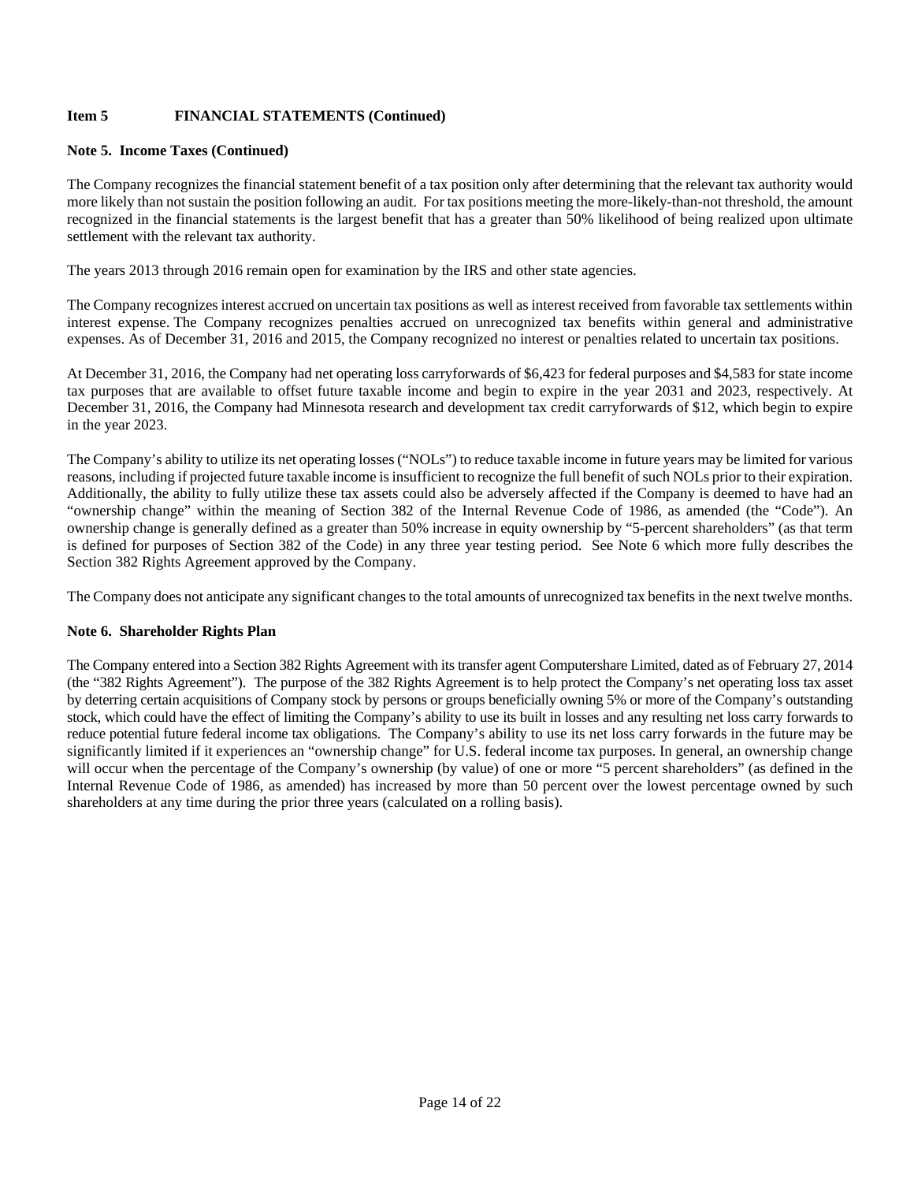**Item 5 FINANCIAL STATEMENTS (Continued)**

**Note 5. Income Taxes (Continued)**

The Company recognizes the financial statement benefit of a tax position only after determining that the relevant tax authority would more likely than not sustain the position following an audit. For tax positions meeting the more-likely-than-not threshold, the amount recognized in the financial statements is the largest benefit that has a greater than 50% likelihood of being realized upon ultimate settlement with the relevant tax authority.

The years 2013 through 2016 remain open for examination by the IRS and other state agencies.

The Company recognizes interest accrued on uncertain tax positions as well as interest received from favorable tax settlements within interest expense. The Company recognizes penalties accrued on unrecognized tax benefits within general and administrative expenses. As of December 31, 2016 and 2015, the Company recognized no interest or penalties related to uncertain tax positions.

At December 31, 2016, the Company had net operating loss carryforwards of $6,423 for federal purposes and $4,583 for state income tax purposes that are available to offset future taxable income and begin to expire in the year 2031 and 2023, respectively. At December 31, 2016, the Company had Minnesota research and development tax credit carryforwards of $12, which begin to expire in the year 2023.

The Company's ability to utilize its net operating losses ("NOLs") to reduce taxable income in future years may be limited for various reasons, including if projected future taxable income is insufficient to recognize the full benefit of such NOLs prior to their expiration. Additionally, the ability to fully utilize these tax assets could also be adversely affected if the Company is deemed to have had an "ownership change" within the meaning of Section 382 of the Internal Revenue Code of 1986, as amended (the "Code"). An ownership change is generally defined as a greater than 50% increase in equity ownership by "5-percent shareholders" (as that term is defined for purposes of Section 382 of the Code) in any three year testing period. See Note 6 which more fully describes the Section 382 Rights Agreement approved by the Company.

The Company does not anticipate any significant changes to the total amounts of unrecognized tax benefits in the next twelve months.

**Note 6. Shareholder Rights Plan**

The Company entered into a Section 382 Rights Agreement with its transfer agent Computershare Limited, dated as of February 27, 2014 (the "382 Rights Agreement"). The purpose of the 382 Rights Agreement is to help protect the Company's net operating loss tax asset by deterring certain acquisitions of Company stock by persons or groups beneficially owning 5% or more of the Company's outstanding stock, which could have the effect of limiting the Company's ability to use its built in losses and any resulting net loss carry forwards to reduce potential future federal income tax obligations. The Company's ability to use its net loss carry forwards in the future may be significantly limited if it experiences an "ownership change" for U.S. federal income tax purposes. In general, an ownership change will occur when the percentage of the Company's ownership (by value) of one or more "5 percent shareholders" (as defined in the Internal Revenue Code of 1986, as amended) has increased by more than 50 percent over the lowest percentage owned by such shareholders at any time during the prior three years (calculated on a rolling basis).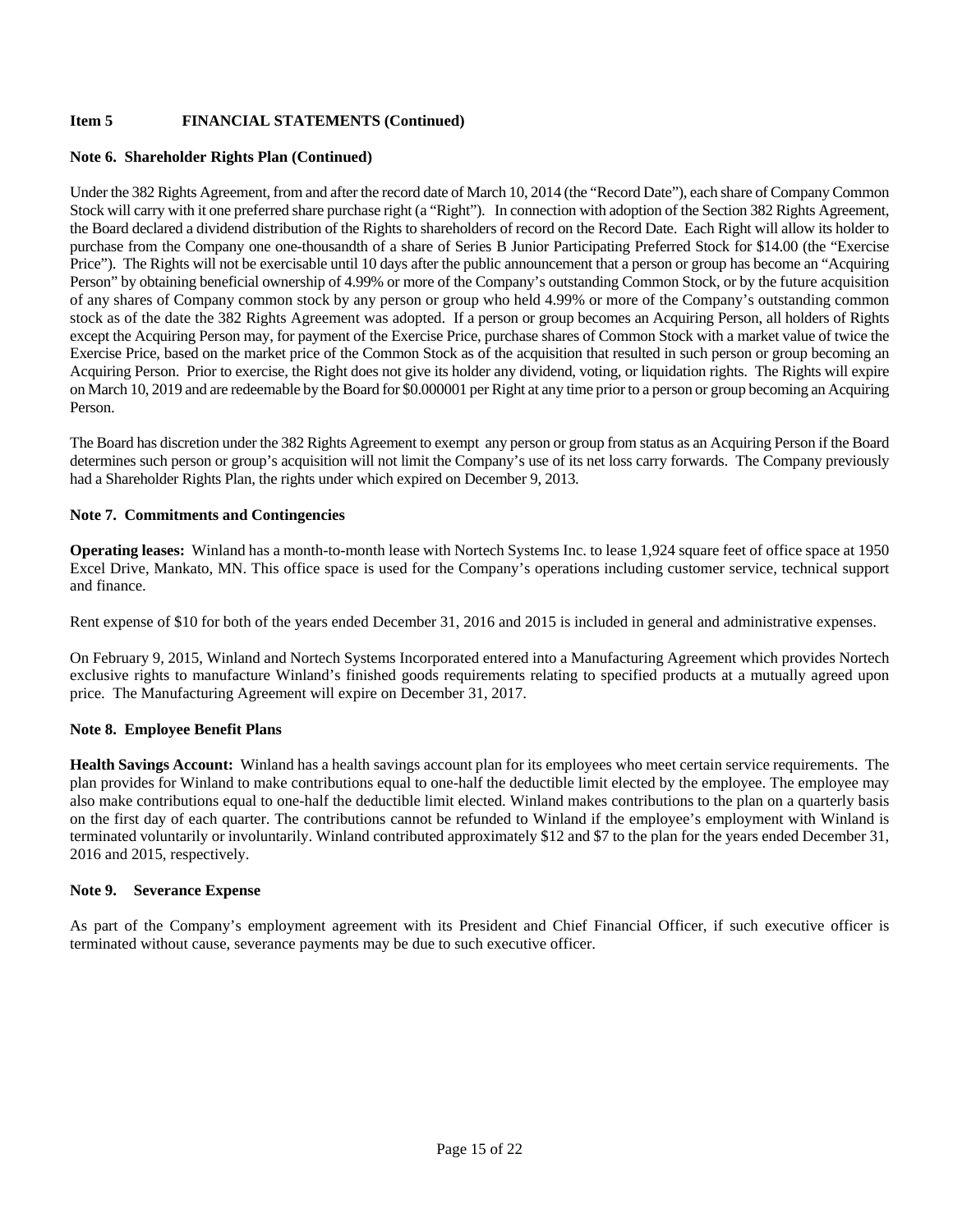**Item 5 FINANCIAL STATEMENTS (Continued)**

**Note 6. Shareholder Rights Plan (Continued)**

Under the 382 Rights Agreement, from and after the record date of March 10, 2014 (the "Record Date"), each share of Company Common Stock will carry with it one preferred share purchase right (a "Right"). In connection with adoption of the Section 382 Rights Agreement, the Board declared a dividend distribution of the Rights to shareholders of record on the Record Date. Each Right will allow its holder to purchase from the Company one one-thousandth of a share of Series B Junior Participating Preferred Stock for $14.00 (the "Exercise Price"). The Rights will not be exercisable until 10 days after the public announcement that a person or group has become an "Acquiring Person" by obtaining beneficial ownership of 4.99% or more of the Company's outstanding Common Stock, or by the future acquisition of any shares of Company common stock by any person or group who held 4.99% or more of the Company's outstanding common stock as of the date the 382 Rights Agreement was adopted. If a person or group becomes an Acquiring Person, all holders of Rights except the Acquiring Person may, for payment of the Exercise Price, purchase shares of Common Stock with a market value of twice the Exercise Price, based on the market price of the Common Stock as of the acquisition that resulted in such person or group becoming an Acquiring Person. Prior to exercise, the Right does not give its holder any dividend, voting, or liquidation rights. The Rights will expire on March 10, 2019 and are redeemable by the Board for $0.000001 per Right at any time prior to a person or group becoming an Acquiring Person.

The Board has discretion under the 382 Rights Agreement to exempt any person or group from status as an Acquiring Person if the Board determines such person or group's acquisition will not limit the Company's use of its net loss carry forwards. The Company previously had a Shareholder Rights Plan, the rights under which expired on December 9, 2013.

**Note 7. Commitments and Contingencies**

**Operating leases:** Winland has a month-to-month lease with Nortech Systems Inc. to lease 1,924 square feet of office space at 1950 Excel Drive, Mankato, MN. This office space is used for the Company's operations including customer service, technical support and finance.

Rent expense of $10 for both of the years ended December 31, 2016 and 2015 is included in general and administrative expenses.

On February 9, 2015, Winland and Nortech Systems Incorporated entered into a Manufacturing Agreement which provides Nortech exclusive rights to manufacture Winland's finished goods requirements relating to specified products at a mutually agreed upon price. The Manufacturing Agreement will expire on December 31, 2017.

**Note 8. Employee Benefit Plans**

**Health Savings Account:** Winland has a health savings account plan for its employees who meet certain service requirements. The plan provides for Winland to make contributions equal to one-half the deductible limit elected by the employee. The employee may also make contributions equal to one-half the deductible limit elected. Winland makes contributions to the plan on a quarterly basis on the first day of each quarter. The contributions cannot be refunded to Winland if the employee's employment with Winland is terminated voluntarily or involuntarily. Winland contributed approximately $12 and $7 to the plan for the years ended December 31, 2016 and 2015, respectively.

**Note 9. Severance Expense**

As part of the Company's employment agreement with its President and Chief Financial Officer, if such executive officer is terminated without cause, severance payments may be due to such executive officer.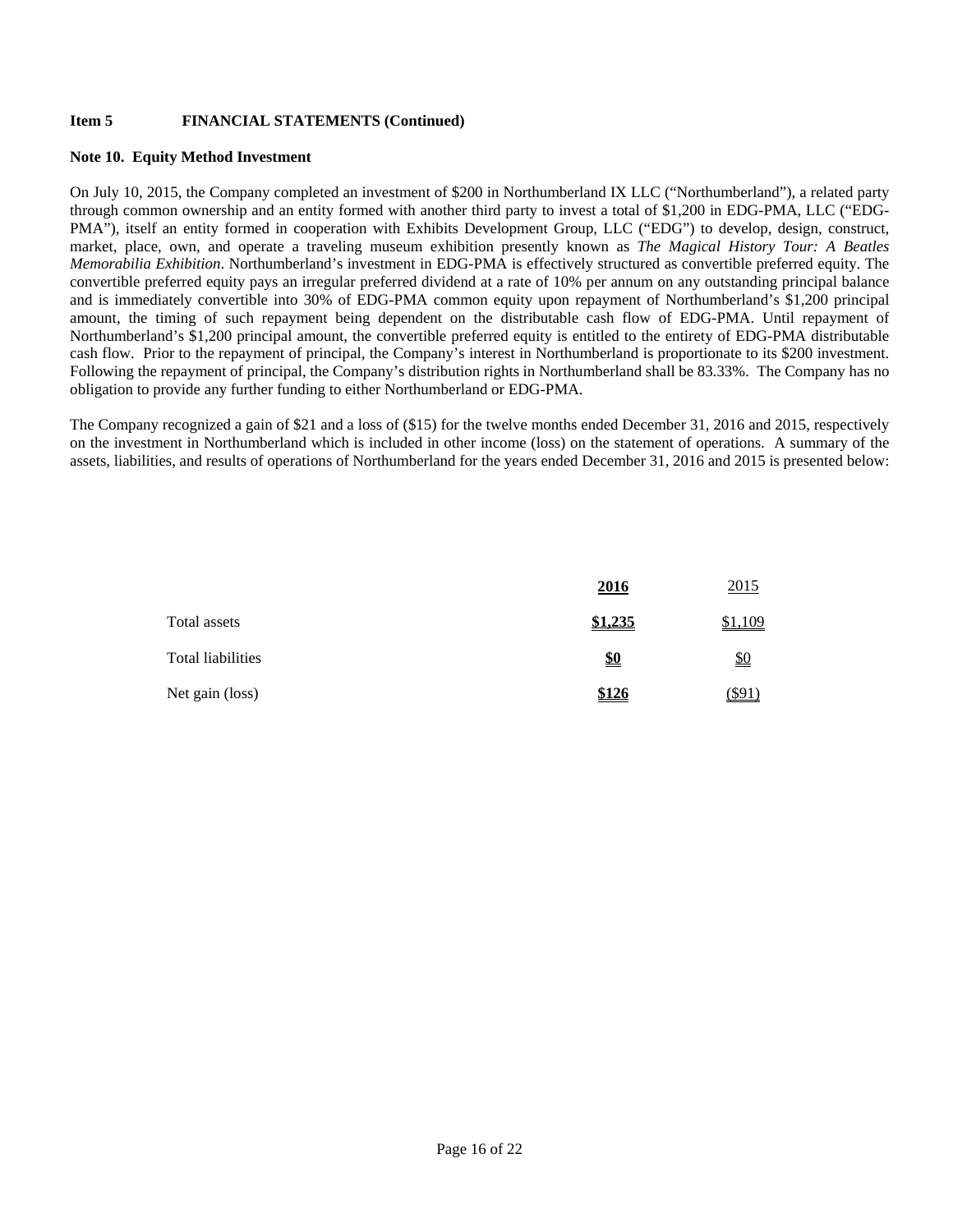**Item 5 FINANCIAL STATEMENTS (Continued)**

**Note 10. Equity Method Investment**

On July 10, 2015, the Company completed an investment of $200 in Northumberland IX LLC ("Northumberland"), a related party through common ownership and an entity formed with another third party to invest a total of $1,200 in EDG-PMA, LLC ("EDG-PMA"), itself an entity formed in cooperation with Exhibits Development Group, LLC ("EDG") to develop, design, construct, market, place, own, and operate a traveling museum exhibition presently known as *The Magical History Tour: A Beatles Memorabilia Exhibition*. Northumberland's investment in EDG-PMA is effectively structured as convertible preferred equity. The convertible preferred equity pays an irregular preferred dividend at a rate of 10% per annum on any outstanding principal balance and is immediately convertible into 30% of EDG-PMA common equity upon repayment of Northumberland's $1,200 principal amount, the timing of such repayment being dependent on the distributable cash flow of EDG-PMA. Until repayment of Northumberland's $1,200 principal amount, the convertible preferred equity is entitled to the entirety of EDG-PMA distributable cash flow. Prior to the repayment of principal, the Company's interest in Northumberland is proportionate to its $200 investment. Following the repayment of principal, the Company's distribution rights in Northumberland shall be 83.33%. The Company has no obligation to provide any further funding to either Northumberland or EDG-PMA.

The Company recognized a gain of $21 and a loss of ($15) for the twelve months ended December 31, 2016 and 2015, respectively on the investment in Northumberland which is included in other income (loss) on the statement of operations. A summary of the assets, liabilities, and results of operations of Northumberland for the years ended December 31, 2016 and 2015 is presented below:

| | **2016** | 2015 |
|---|---|---|
| Total assets | **$1,235** | $1,109 |
| Total liabilities | **$0** | $0 |
| Net gain (loss) | **$126** | ($91) |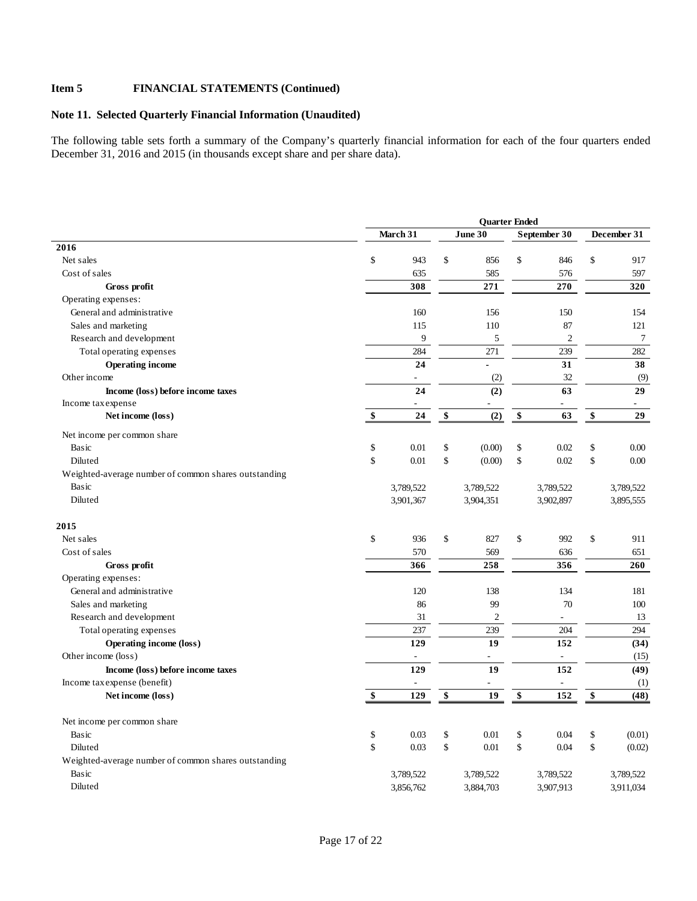**Item 5 FINANCIAL STATEMENTS (Continued)**

**Note 11. Selected Quarterly Financial Information (Unaudited)**

The following table sets forth a summary of the Company's quarterly financial information for each of the four quarters ended December 31, 2016 and 2015 (in thousands except share and per share data).

| | Quarter Ended | | | |
|---|---|---|---|---|
| | March 31 | June 30 | September 30 | December 31 |
| **2016** | | | | |
| Net sales | $ 943 | $ 856 | $ 846 | $ 917 |
| Cost of sales | 635 | 585 | 576 | 597 |
| **Gross profit** | **308** | **271** | **270** | **320** |
| Operating expenses: | | | | |
| General and administrative | 160 | 156 | 150 | 154 |
| Sales and marketing | 115 | 110 | 87 | 121 |
| Research and development | 9 | 5 | 2 | 7 |
| Total operating expenses | 284 | 271 | 239 | 282 |
| **Operating income** | **24** | **-** | **31** | **38** |
| Other income | - | (2) | 32 | (9) |
| **Income (loss) before income taxes** | **24** | **(2)** | **63** | **29** |
| Income tax expense | - | - | - | - |
| **Net income (loss)** | **$ 24** | **$ (2)** | **$ 63** | **$ 29** |
| Net income per common share | | | | |
| Basic | $ 0.01 | $ (0.00) | $ 0.02 | $ 0.00 |
| Diluted | $ 0.01 | $ (0.00) | $ 0.02 | $ 0.00 |
| Weighted-average number of common shares outstanding | | | | |
| Basic | 3,789,522 | 3,789,522 | 3,789,522 | 3,789,522 |
| Diluted | 3,901,367 | 3,904,351 | 3,902,897 | 3,895,555 |
| **2015** | | | | |
| Net sales | $ 936 | $ 827 | $ 992 | $ 911 |
| Cost of sales | 570 | 569 | 636 | 651 |
| **Gross profit** | **366** | **258** | **356** | **260** |
| Operating expenses: | | | | |
| General and administrative | 120 | 138 | 134 | 181 |
| Sales and marketing | 86 | 99 | 70 | 100 |
| Research and development | 31 | 2 | - | 13 |
| Total operating expenses | 237 | 239 | 204 | 294 |
| **Operating income (loss)** | **129** | **19** | **152** | **(34)** |
| Other income (loss) | - | - | - | (15) |
| **Income (loss) before income taxes** | **129** | **19** | **152** | **(49)** |
| Income tax expense (benefit) | - | - | - | (1) |
| **Net income (loss)** | **$ 129** | **$ 19** | **$ 152** | **$ (48)** |
| Net income per common share | | | | |
| Basic | $ 0.03 | $ 0.01 | $ 0.04 | $ (0.01) |
| Diluted | $ 0.03 | $ 0.01 | $ 0.04 | $ (0.02) |
| Weighted-average number of common shares outstanding | | | | |
| Basic | 3,789,522 | 3,789,522 | 3,789,522 | 3,789,522 |
| Diluted | 3,856,762 | 3,884,703 | 3,907,913 | 3,911,034 |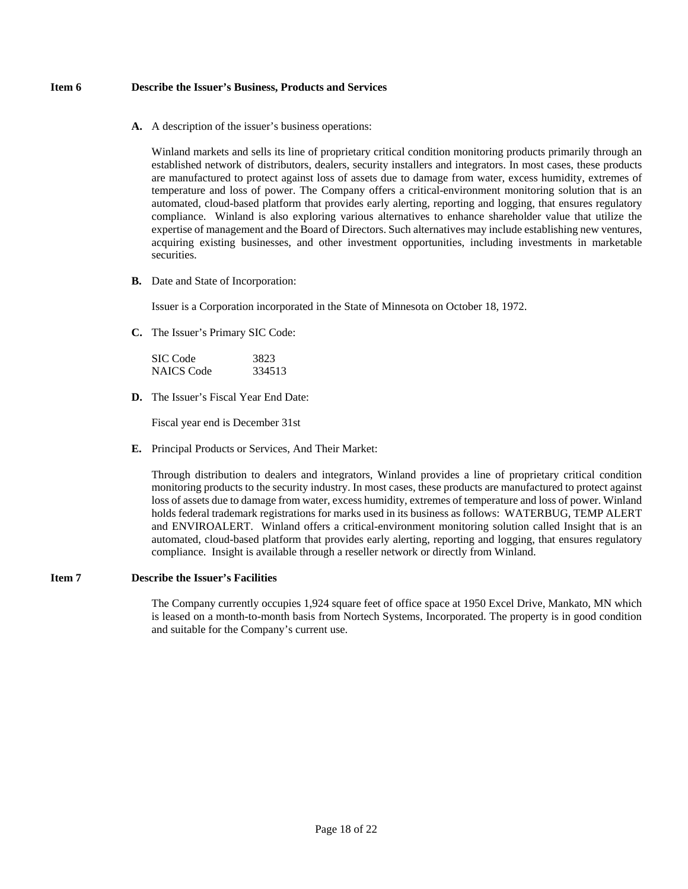## Item 6 Describe the Issuer's Business, Products and Services

**A.** A description of the issuer's business operations:

Winland markets and sells its line of proprietary critical condition monitoring products primarily through an established network of distributors, dealers, security installers and integrators. In most cases, these products are manufactured to protect against loss of assets due to damage from water, excess humidity, extremes of temperature and loss of power. The Company offers a critical-environment monitoring solution that is an automated, cloud-based platform that provides early alerting, reporting and logging, that ensures regulatory compliance. Winland is also exploring various alternatives to enhance shareholder value that utilize the expertise of management and the Board of Directors. Such alternatives may include establishing new ventures, acquiring existing businesses, and other investment opportunities, including investments in marketable securities.

**B.** Date and State of Incorporation:

Issuer is a Corporation incorporated in the State of Minnesota on October 18, 1972.

**C.** The Issuer's Primary SIC Code:

| | |
|---|---|
| SIC Code | 3823 |
| NAICS Code | 334513 |

**D.** The Issuer's Fiscal Year End Date:

Fiscal year end is December 31st

**E.** Principal Products or Services, And Their Market:

Through distribution to dealers and integrators, Winland provides a line of proprietary critical condition monitoring products to the security industry. In most cases, these products are manufactured to protect against loss of assets due to damage from water, excess humidity, extremes of temperature and loss of power. Winland holds federal trademark registrations for marks used in its business as follows: WATERBUG, TEMP ALERT and ENVIROALERT. Winland offers a critical-environment monitoring solution called Insight that is an automated, cloud-based platform that provides early alerting, reporting and logging, that ensures regulatory compliance. Insight is available through a reseller network or directly from Winland.

## Item 7 Describe the Issuer's Facilities

The Company currently occupies 1,924 square feet of office space at 1950 Excel Drive, Mankato, MN which is leased on a month-to-month basis from Nortech Systems, Incorporated. The property is in good condition and suitable for the Company's current use.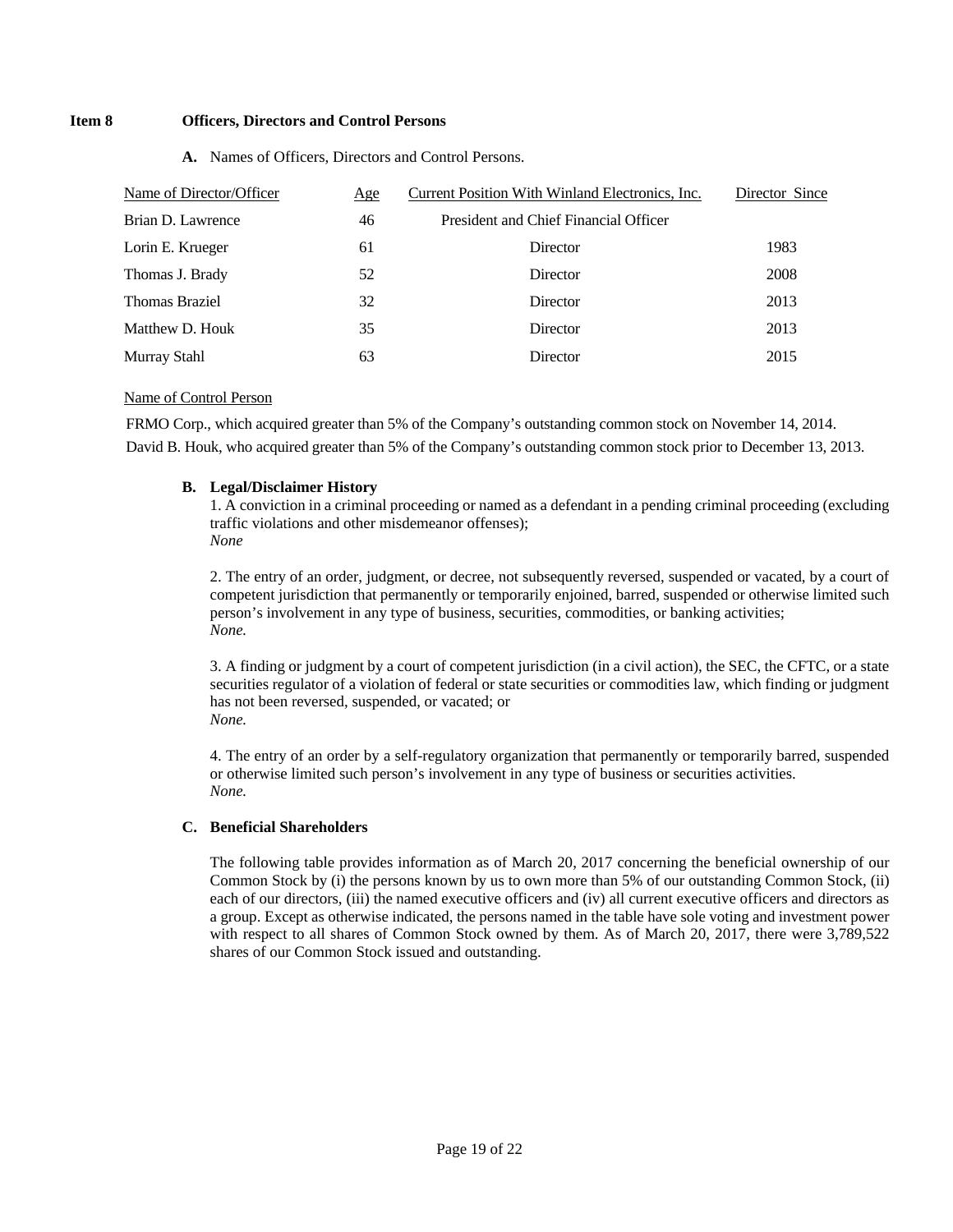## Item 8 Officers, Directors and Control Persons

**A.** Names of Officers, Directors and Control Persons.

| Name of Director/Officer | Age | Current Position With Winland Electronics, Inc. | Director Since |
|---|---|---|---|
| Brian D. Lawrence | 46 | President and Chief Financial Officer | |
| Lorin E. Krueger | 61 | Director | 1983 |
| Thomas J. Brady | 52 | Director | 2008 |
| Thomas Braziel | 32 | Director | 2013 |
| Matthew D. Houk | 35 | Director | 2013 |
| Murray Stahl | 63 | Director | 2015 |

Name of Control Person

FRMO Corp., which acquired greater than 5% of the Company's outstanding common stock on November 14, 2014.

David B. Houk, who acquired greater than 5% of the Company's outstanding common stock prior to December 13, 2013.

**B. Legal/Disclaimer History**

1. A conviction in a criminal proceeding or named as a defendant in a pending criminal proceeding (excluding traffic violations and other misdemeanor offenses);
*None*

2. The entry of an order, judgment, or decree, not subsequently reversed, suspended or vacated, by a court of competent jurisdiction that permanently or temporarily enjoined, barred, suspended or otherwise limited such person's involvement in any type of business, securities, commodities, or banking activities;
*None.*

3. A finding or judgment by a court of competent jurisdiction (in a civil action), the SEC, the CFTC, or a state securities regulator of a violation of federal or state securities or commodities law, which finding or judgment has not been reversed, suspended, or vacated; or
*None.*

4. The entry of an order by a self-regulatory organization that permanently or temporarily barred, suspended or otherwise limited such person's involvement in any type of business or securities activities.
*None.*

**C. Beneficial Shareholders**

The following table provides information as of March 20, 2017 concerning the beneficial ownership of our Common Stock by (i) the persons known by us to own more than 5% of our outstanding Common Stock, (ii) each of our directors, (iii) the named executive officers and (iv) all current executive officers and directors as a group. Except as otherwise indicated, the persons named in the table have sole voting and investment power with respect to all shares of Common Stock owned by them. As of March 20, 2017, there were 3,789,522 shares of our Common Stock issued and outstanding.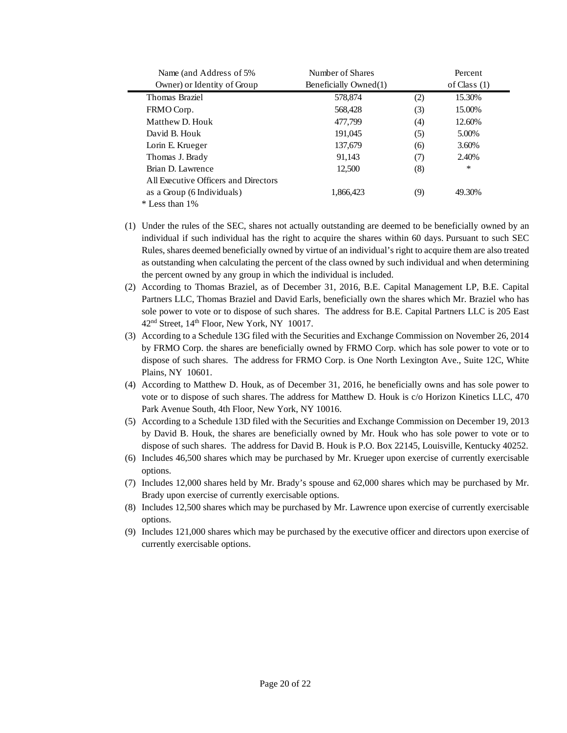| Name (and Address of 5% Owner) or Identity of Group | Number of Shares Beneficially Owned(1) | | Percent of Class (1) |
|---|---|---|---|
| Thomas Braziel | 578,874 | (2) | 15.30% |
| FRMO Corp. | 568,428 | (3) | 15.00% |
| Matthew D. Houk | 477,799 | (4) | 12.60% |
| David B. Houk | 191,045 | (5) | 5.00% |
| Lorin E. Krueger | 137,679 | (6) | 3.60% |
| Thomas J. Brady | 91,143 | (7) | 2.40% |
| Brian D. Lawrence | 12,500 | (8) | * |
| All Executive Officers and Directors as a Group (6 Individuals) | 1,866,423 | (9) | 49.30% |

* Less than 1%

(1) Under the rules of the SEC, shares not actually outstanding are deemed to be beneficially owned by an individual if such individual has the right to acquire the shares within 60 days. Pursuant to such SEC Rules, shares deemed beneficially owned by virtue of an individual's right to acquire them are also treated as outstanding when calculating the percent of the class owned by such individual and when determining the percent owned by any group in which the individual is included.

(2) According to Thomas Braziel, as of December 31, 2016, B.E. Capital Management LP, B.E. Capital Partners LLC, Thomas Braziel and David Earls, beneficially own the shares which Mr. Braziel who has sole power to vote or to dispose of such shares. The address for B.E. Capital Partners LLC is 205 East 42nd Street, 14th Floor, New York, NY 10017.

(3) According to a Schedule 13G filed with the Securities and Exchange Commission on November 26, 2014 by FRMO Corp. the shares are beneficially owned by FRMO Corp. which has sole power to vote or to dispose of such shares. The address for FRMO Corp. is One North Lexington Ave., Suite 12C, White Plains, NY 10601.

(4) According to Matthew D. Houk, as of December 31, 2016, he beneficially owns and has sole power to vote or to dispose of such shares. The address for Matthew D. Houk is c/o Horizon Kinetics LLC, 470 Park Avenue South, 4th Floor, New York, NY 10016.

(5) According to a Schedule 13D filed with the Securities and Exchange Commission on December 19, 2013 by David B. Houk, the shares are beneficially owned by Mr. Houk who has sole power to vote or to dispose of such shares. The address for David B. Houk is P.O. Box 22145, Louisville, Kentucky 40252.

(6) Includes 46,500 shares which may be purchased by Mr. Krueger upon exercise of currently exercisable options.

(7) Includes 12,000 shares held by Mr. Brady's spouse and 62,000 shares which may be purchased by Mr. Brady upon exercise of currently exercisable options.

(8) Includes 12,500 shares which may be purchased by Mr. Lawrence upon exercise of currently exercisable options.

(9) Includes 121,000 shares which may be purchased by the executive officer and directors upon exercise of currently exercisable options.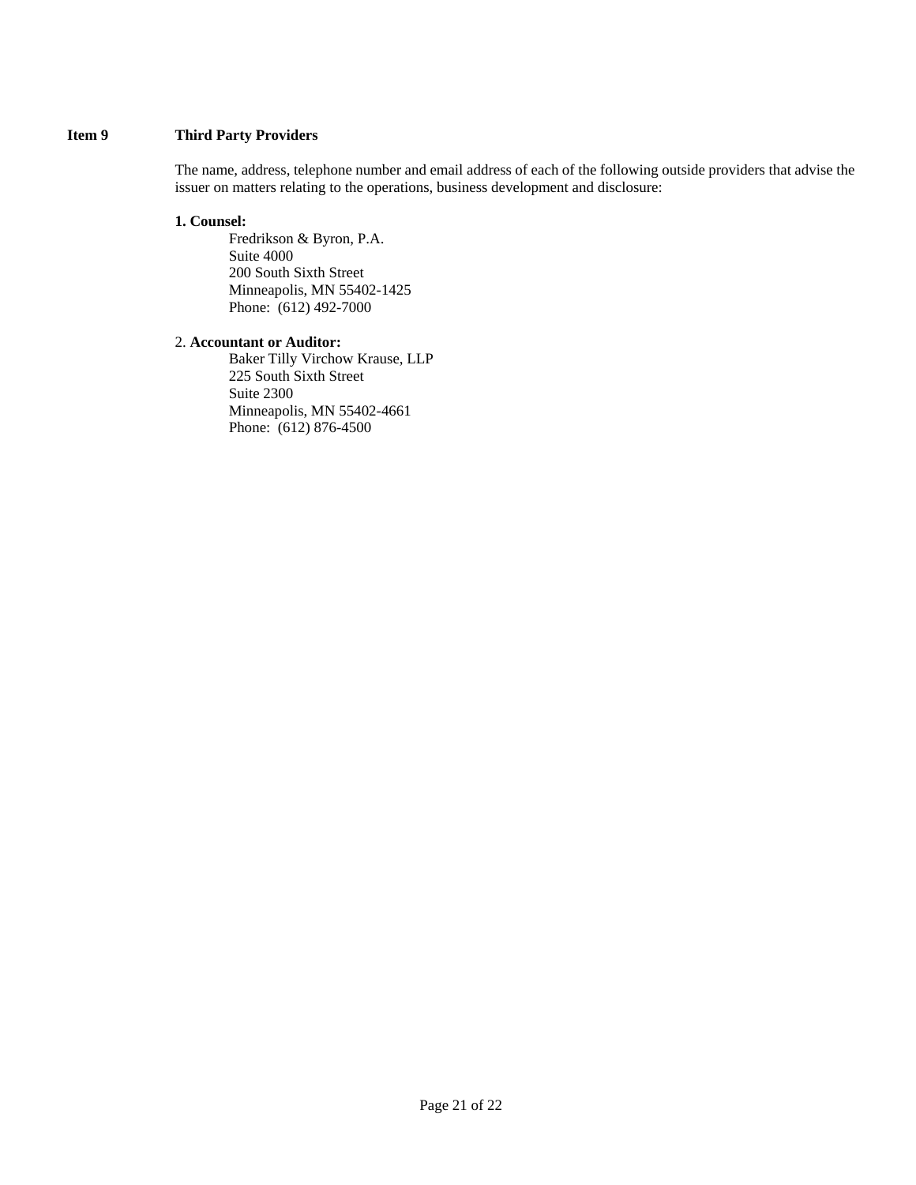## Item 9 Third Party Providers

The name, address, telephone number and email address of each of the following outside providers that advise the issuer on matters relating to the operations, business development and disclosure:

**1. Counsel:**

Fredrikson & Byron, P.A.
Suite 4000
200 South Sixth Street
Minneapolis, MN 55402-1425
Phone: (612) 492-7000

2. **Accountant or Auditor:**

Baker Tilly Virchow Krause, LLP
225 South Sixth Street
Suite 2300
Minneapolis, MN 55402-4661
Phone: (612) 876-4500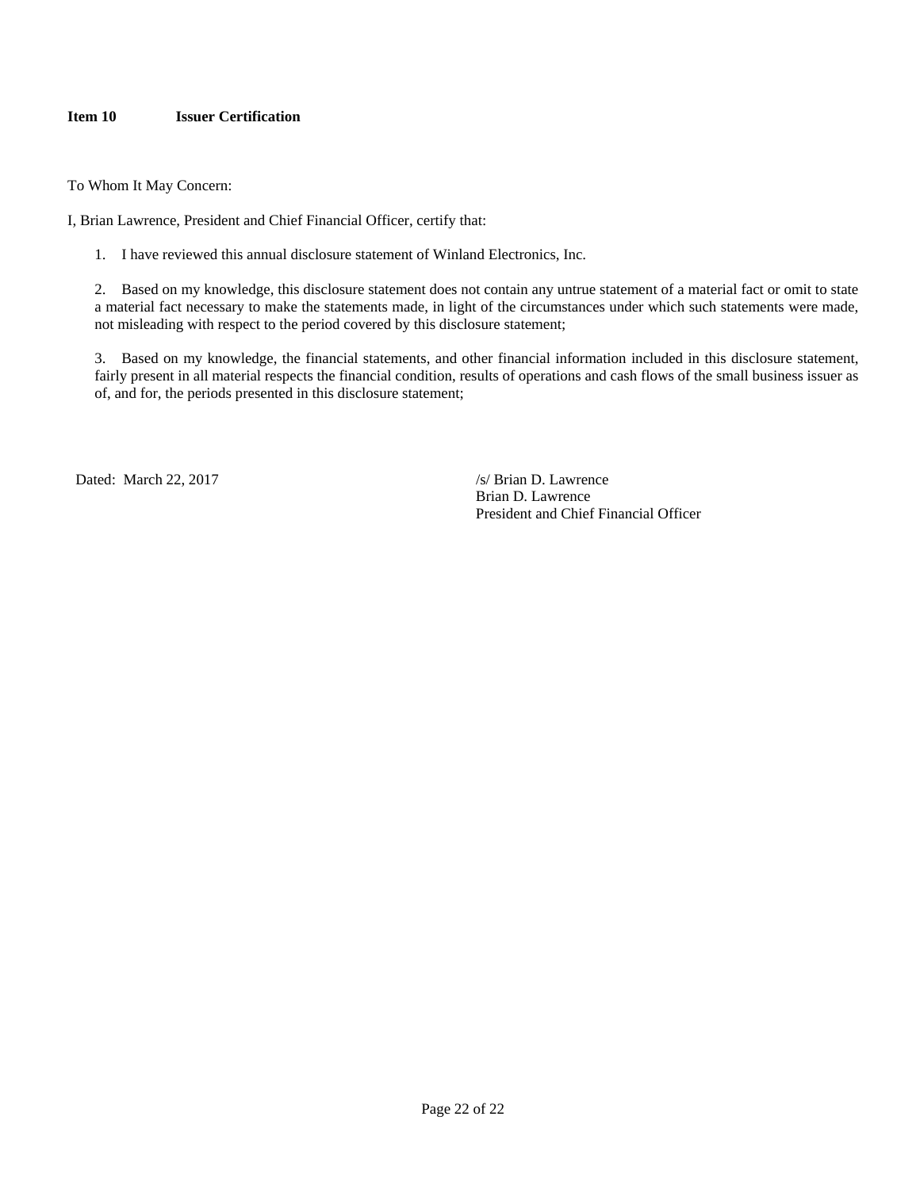**Item 10 Issuer Certification**

To Whom It May Concern:

I, Brian Lawrence, President and Chief Financial Officer, certify that:

1. I have reviewed this annual disclosure statement of Winland Electronics, Inc.

2. Based on my knowledge, this disclosure statement does not contain any untrue statement of a material fact or omit to state a material fact necessary to make the statements made, in light of the circumstances under which such statements were made, not misleading with respect to the period covered by this disclosure statement;

3. Based on my knowledge, the financial statements, and other financial information included in this disclosure statement, fairly present in all material respects the financial condition, results of operations and cash flows of the small business issuer as of, and for, the periods presented in this disclosure statement;

Dated: March 22, 2017

/s/ Brian D. Lawrence
Brian D. Lawrence
President and Chief Financial Officer